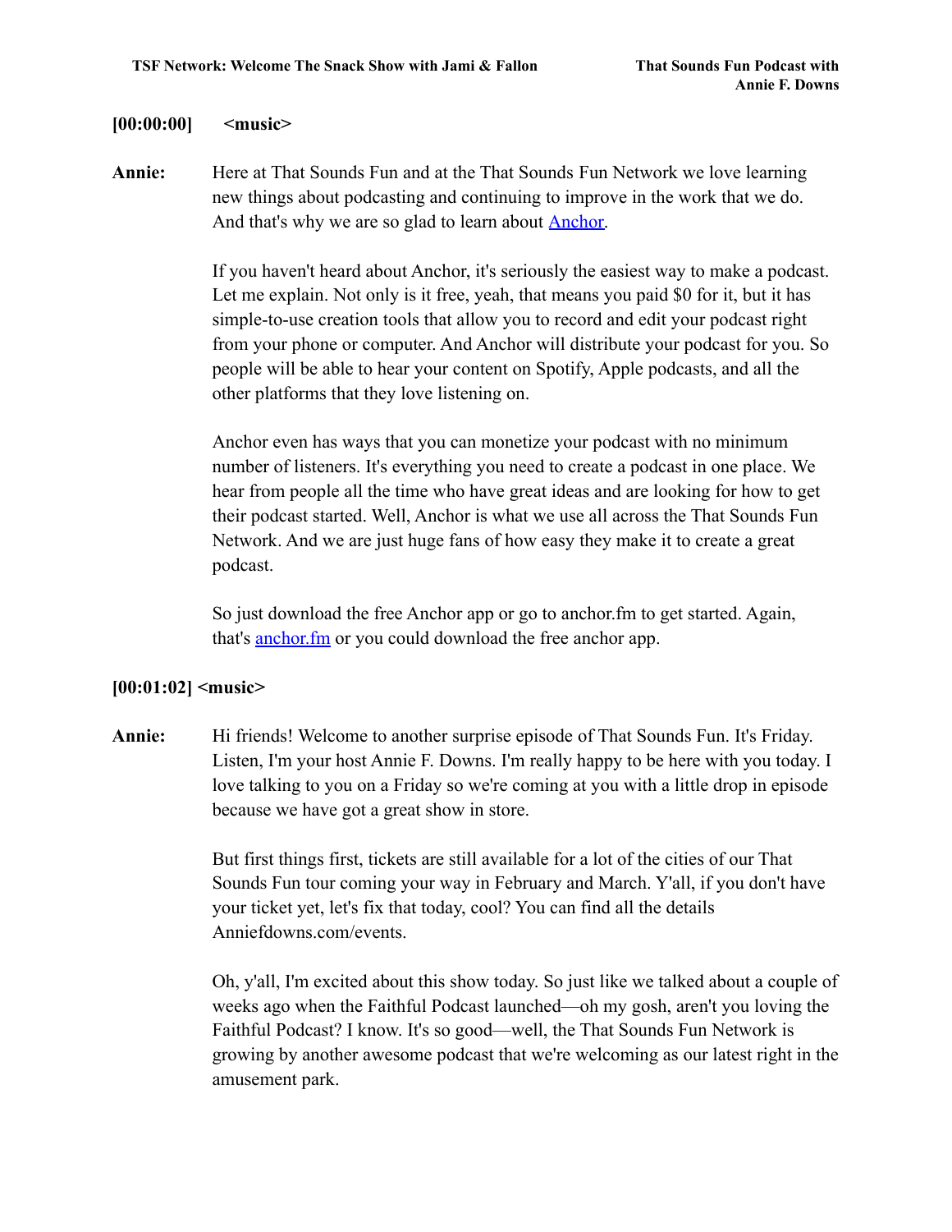**[00:00:00] <music>**

**Annie:** Here at That Sounds Fun and at the That Sounds Fun Network we love learning new things about podcasting and continuing to improve in the work that we do. And that's why we are so glad to learn about [Anchor](https://anchor.fm).

If you haven't heard about Anchor, it's seriously the easiest way to make a podcast. Let me explain. Not only is it free, yeah, that means you paid $0 for it, but it has simple-to-use creation tools that allow you to record and edit your podcast right from your phone or computer. And Anchor will distribute your podcast for you. So people will be able to hear your content on Spotify, Apple podcasts, and all the other platforms that they love listening on.

Anchor even has ways that you can monetize your podcast with no minimum number of listeners. It's everything you need to create a podcast in one place. We hear from people all the time who have great ideas and are looking for how to get their podcast started. Well, Anchor is what we use all across the That Sounds Fun Network. And we are just huge fans of how easy they make it to create a great podcast.

So just download the free Anchor app or go to anchor.fm to get started. Again, that's [anchor.fm](https://anchor.fm) or you could download the free anchor app.

**[00:01:02] <music>**

**Annie:** Hi friends! Welcome to another surprise episode of That Sounds Fun. It's Friday. Listen, I'm your host Annie F. Downs. I'm really happy to be here with you today. I love talking to you on a Friday so we're coming at you with a little drop in episode because we have got a great show in store.

But first things first, tickets are still available for a lot of the cities of our That Sounds Fun tour coming your way in February and March. Y'all, if you don't have your ticket yet, let's fix that today, cool? You can find all the details Anniefdowns.com/events.

Oh, y'all, I'm excited about this show today. So just like we talked about a couple of weeks ago when the Faithful Podcast launched—oh my gosh, aren't you loving the Faithful Podcast? I know. It's so good—well, the That Sounds Fun Network is growing by another awesome podcast that we're welcoming as our latest right in the amusement park.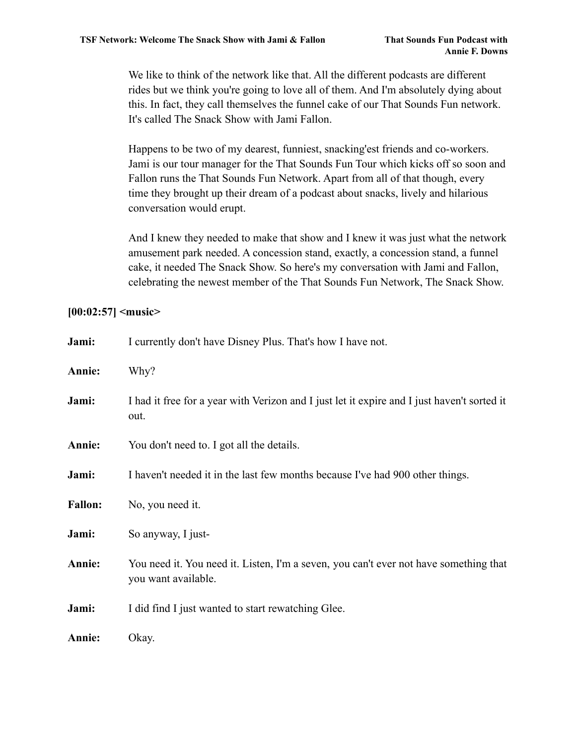We like to think of the network like that. All the different podcasts are different rides but we think you're going to love all of them. And I'm absolutely dying about this. In fact, they call themselves the funnel cake of our That Sounds Fun network. It's called The Snack Show with Jami Fallon.

Happens to be two of my dearest, funniest, snacking'est friends and co-workers. Jami is our tour manager for the That Sounds Fun Tour which kicks off so soon and Fallon runs the That Sounds Fun Network. Apart from all of that though, every time they brought up their dream of a podcast about snacks, lively and hilarious conversation would erupt.

And I knew they needed to make that show and I knew it was just what the network amusement park needed. A concession stand, exactly, a concession stand, a funnel cake, it needed The Snack Show. So here's my conversation with Jami and Fallon, celebrating the newest member of the That Sounds Fun Network, The Snack Show.

**[00:02:57] <music>**

**Jami:** I currently don't have Disney Plus. That's how I have not.

**Annie:** Why?

**Jami:** I had it free for a year with Verizon and I just let it expire and I just haven't sorted it out.

**Annie:** You don't need to. I got all the details.

**Jami:** I haven't needed it in the last few months because I've had 900 other things.

**Fallon:** No, you need it.

**Jami:** So anyway, I just-

**Annie:** You need it. You need it. Listen, I'm a seven, you can't ever not have something that you want available.

**Jami:** I did find I just wanted to start rewatching Glee.

**Annie:** Okay.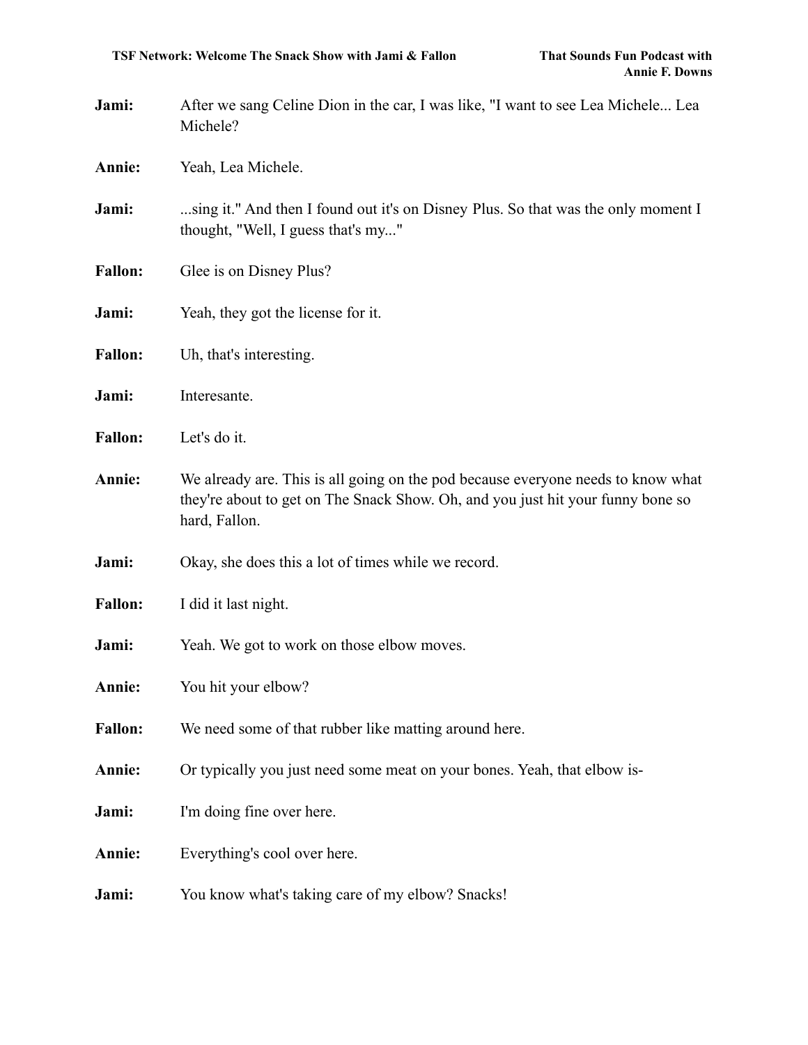**Jami:** After we sang Celine Dion in the car, I was like, "I want to see Lea Michele... Lea Michele?

**Annie:** Yeah, Lea Michele.

**Jami:** ...sing it." And then I found out it's on Disney Plus. So that was the only moment I thought, "Well, I guess that's my..."

**Fallon:** Glee is on Disney Plus?

**Jami:** Yeah, they got the license for it.

**Fallon:** Uh, that's interesting.

**Jami:** Interesante.

**Fallon:** Let's do it.

**Annie:** We already are. This is all going on the pod because everyone needs to know what they're about to get on The Snack Show. Oh, and you just hit your funny bone so hard, Fallon.

**Jami:** Okay, she does this a lot of times while we record.

**Fallon:** I did it last night.

**Jami:** Yeah. We got to work on those elbow moves.

**Annie:** You hit your elbow?

**Fallon:** We need some of that rubber like matting around here.

**Annie:** Or typically you just need some meat on your bones. Yeah, that elbow is-

**Jami:** I'm doing fine over here.

**Annie:** Everything's cool over here.

**Jami:** You know what's taking care of my elbow? Snacks!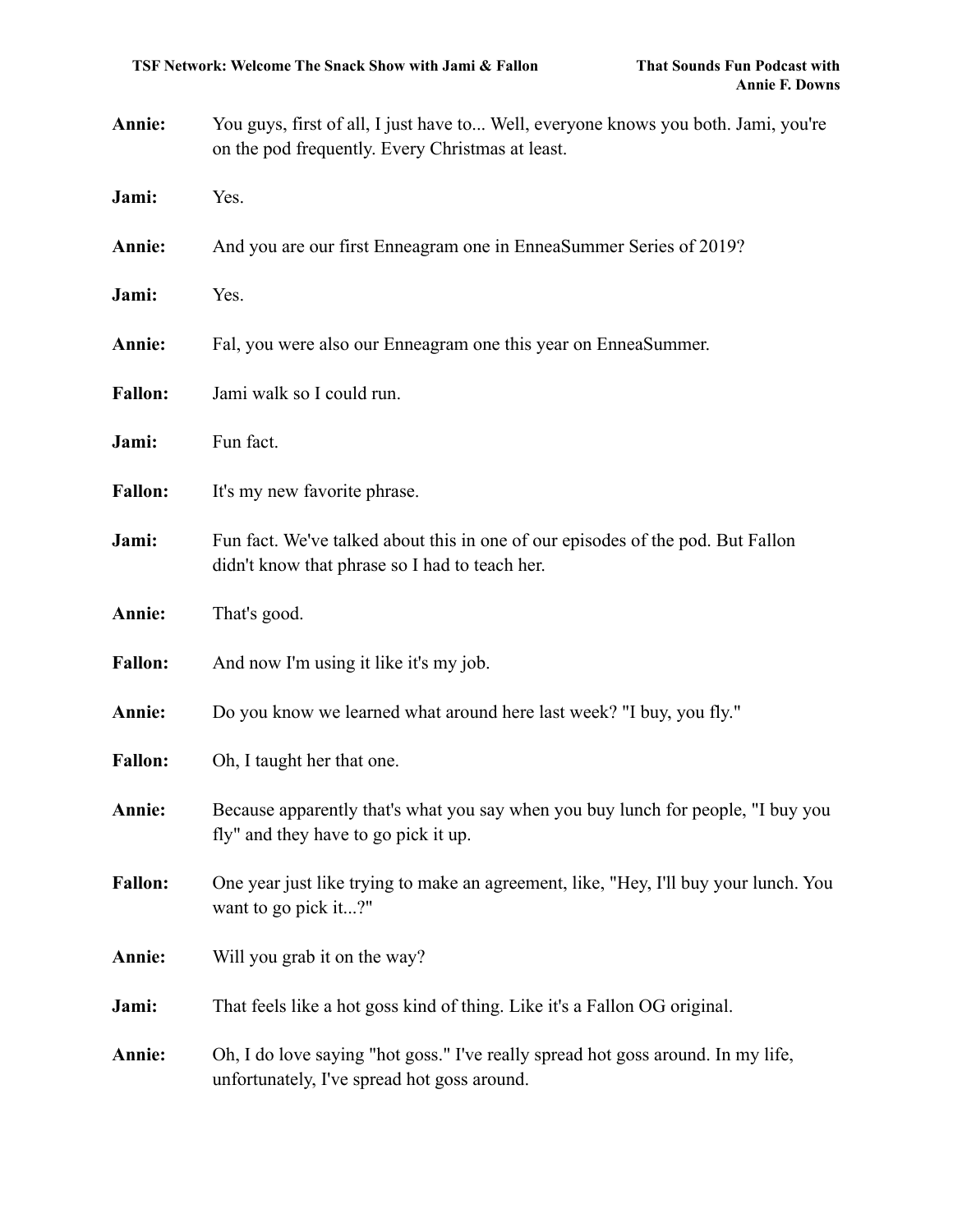**Annie:** You guys, first of all, I just have to... Well, everyone knows you both. Jami, you're on the pod frequently. Every Christmas at least.

**Jami:** Yes.

**Annie:** And you are our first Enneagram one in EnneaSummer Series of 2019?

**Jami:** Yes.

**Annie:** Fal, you were also our Enneagram one this year on EnneaSummer.

**Fallon:** Jami walk so I could run.

**Jami:** Fun fact.

**Fallon:** It's my new favorite phrase.

**Jami:** Fun fact. We've talked about this in one of our episodes of the pod. But Fallon didn't know that phrase so I had to teach her.

**Annie:** That's good.

**Fallon:** And now I'm using it like it's my job.

**Annie:** Do you know we learned what around here last week? "I buy, you fly."

**Fallon:** Oh, I taught her that one.

**Annie:** Because apparently that's what you say when you buy lunch for people, "I buy you fly" and they have to go pick it up.

**Fallon:** One year just like trying to make an agreement, like, "Hey, I'll buy your lunch. You want to go pick it...?"

**Annie:** Will you grab it on the way?

**Jami:** That feels like a hot goss kind of thing. Like it's a Fallon OG original.

**Annie:** Oh, I do love saying "hot goss." I've really spread hot goss around. In my life, unfortunately, I've spread hot goss around.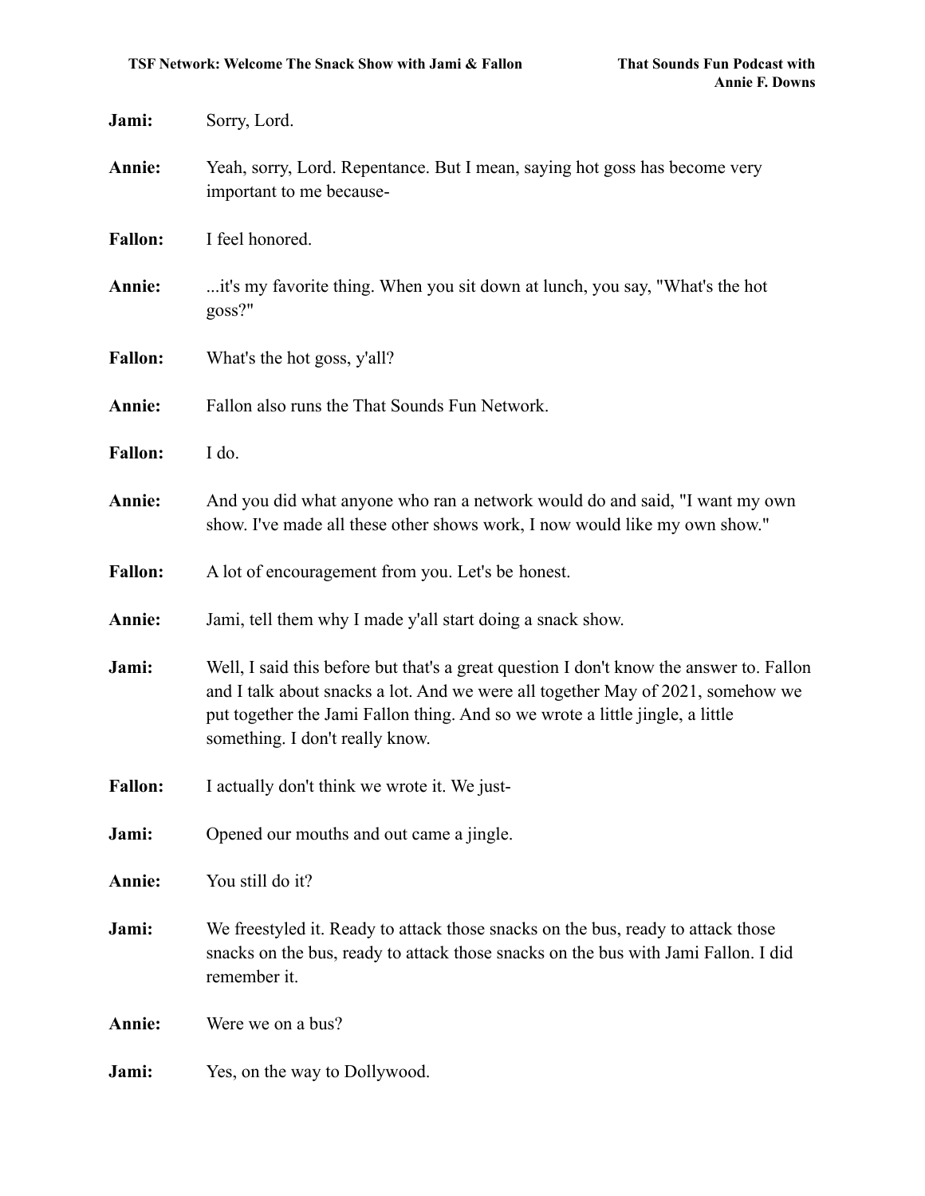**Jami:** Sorry, Lord.

**Annie:** Yeah, sorry, Lord. Repentance. But I mean, saying hot goss has become very important to me because-

**Fallon:** I feel honored.

**Annie:** ...it's my favorite thing. When you sit down at lunch, you say, "What's the hot goss?"

**Fallon:** What's the hot goss, y'all?

**Annie:** Fallon also runs the That Sounds Fun Network.

**Fallon:** I do.

**Annie:** And you did what anyone who ran a network would do and said, "I want my own show. I've made all these other shows work, I now would like my own show."

**Fallon:** A lot of encouragement from you. Let's be honest.

**Annie:** Jami, tell them why I made y'all start doing a snack show.

**Jami:** Well, I said this before but that's a great question I don't know the answer to. Fallon and I talk about snacks a lot. And we were all together May of 2021, somehow we put together the Jami Fallon thing. And so we wrote a little jingle, a little something. I don't really know.

**Fallon:** I actually don't think we wrote it. We just-

**Jami:** Opened our mouths and out came a jingle.

**Annie:** You still do it?

**Jami:** We freestyled it. Ready to attack those snacks on the bus, ready to attack those snacks on the bus, ready to attack those snacks on the bus with Jami Fallon. I did remember it.

**Annie:** Were we on a bus?

**Jami:** Yes, on the way to Dollywood.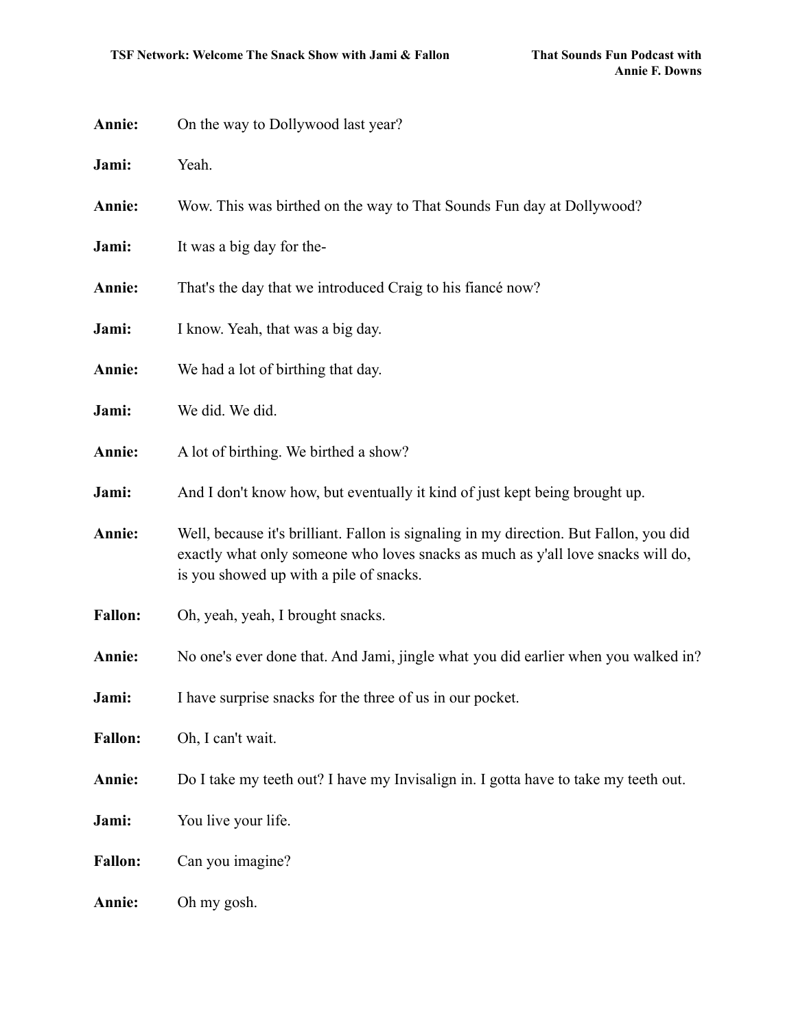**Annie:** On the way to Dollywood last year?

**Jami:** Yeah.

**Annie:** Wow. This was birthed on the way to That Sounds Fun day at Dollywood?

**Jami:** It was a big day for the-

**Annie:** That's the day that we introduced Craig to his fiancé now?

**Jami:** I know. Yeah, that was a big day.

**Annie:** We had a lot of birthing that day.

**Jami:** We did. We did.

**Annie:** A lot of birthing. We birthed a show?

**Jami:** And I don't know how, but eventually it kind of just kept being brought up.

**Annie:** Well, because it's brilliant. Fallon is signaling in my direction. But Fallon, you did exactly what only someone who loves snacks as much as y'all love snacks will do, is you showed up with a pile of snacks.

**Fallon:** Oh, yeah, yeah, I brought snacks.

**Annie:** No one's ever done that. And Jami, jingle what you did earlier when you walked in?

**Jami:** I have surprise snacks for the three of us in our pocket.

**Fallon:** Oh, I can't wait.

**Annie:** Do I take my teeth out? I have my Invisalign in. I gotta have to take my teeth out.

**Jami:** You live your life.

**Fallon:** Can you imagine?

**Annie:** Oh my gosh.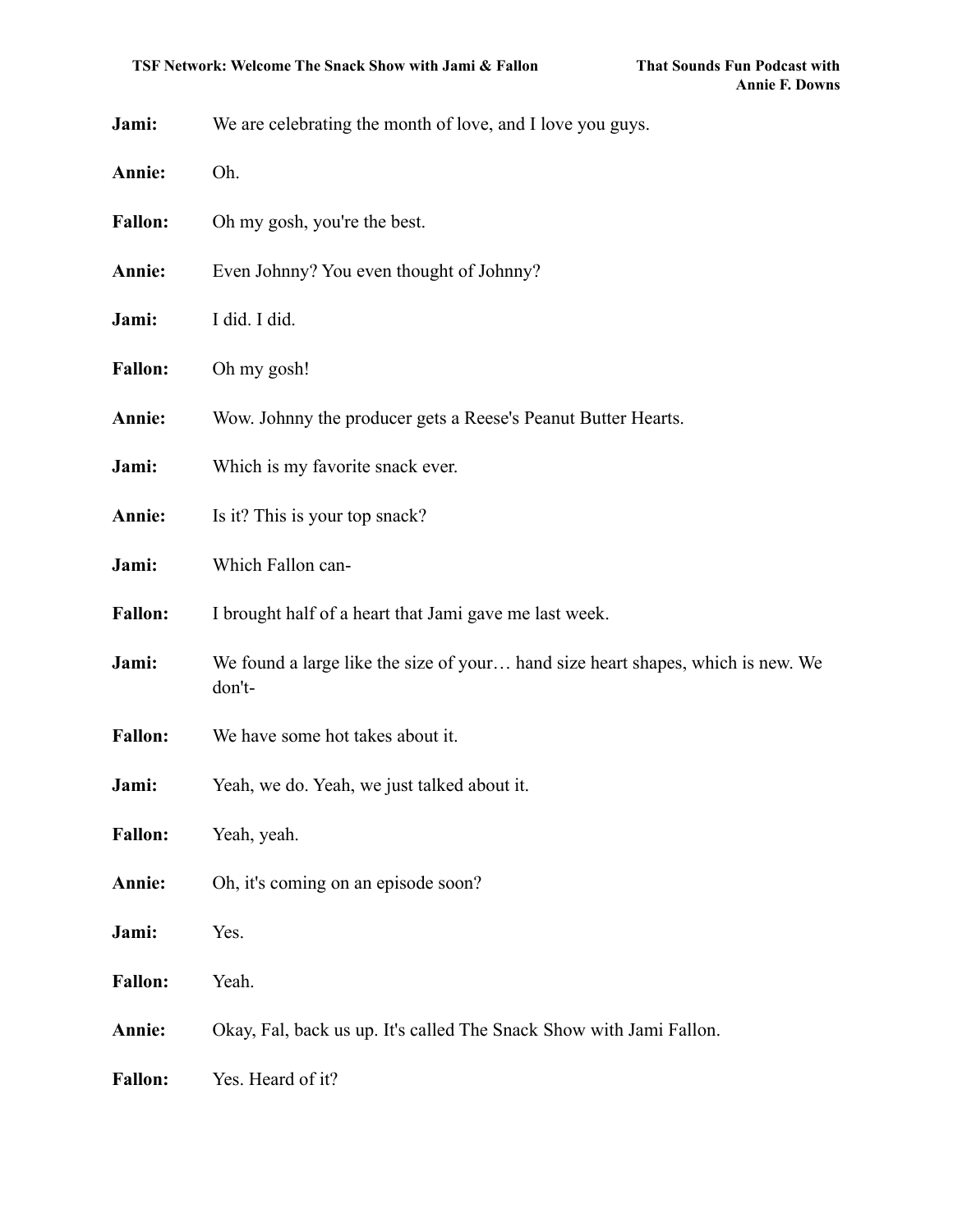**Jami:** We are celebrating the month of love, and I love you guys.

**Annie:** Oh.

**Fallon:** Oh my gosh, you're the best.

**Annie:** Even Johnny? You even thought of Johnny?

**Jami:** I did. I did.

**Fallon:** Oh my gosh!

**Annie:** Wow. Johnny the producer gets a Reese's Peanut Butter Hearts.

**Jami:** Which is my favorite snack ever.

**Annie:** Is it? This is your top snack?

**Jami:** Which Fallon can-

**Fallon:** I brought half of a heart that Jami gave me last week.

**Jami:** We found a large like the size of your… hand size heart shapes, which is new. We don't-

**Fallon:** We have some hot takes about it.

**Jami:** Yeah, we do. Yeah, we just talked about it.

**Fallon:** Yeah, yeah.

**Annie:** Oh, it's coming on an episode soon?

**Jami:** Yes.

**Fallon:** Yeah.

**Annie:** Okay, Fal, back us up. It's called The Snack Show with Jami Fallon.

**Fallon:** Yes. Heard of it?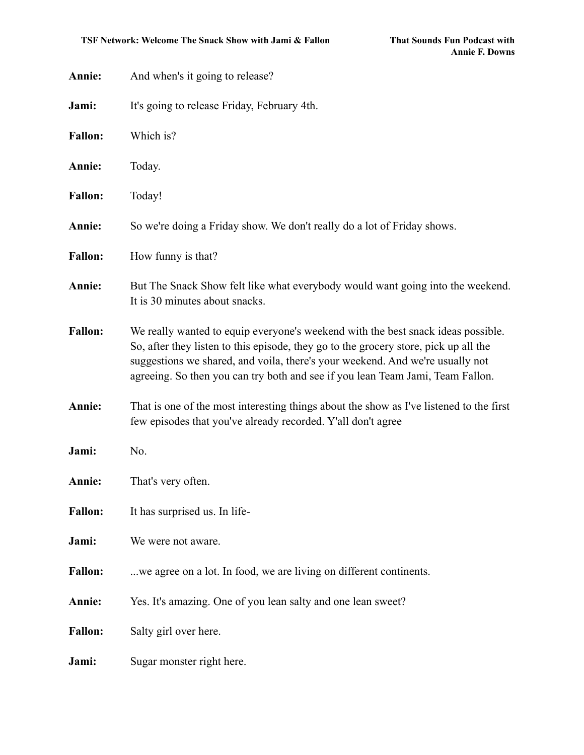**Annie:** And when's it going to release?

**Jami:** It's going to release Friday, February 4th.

**Fallon:** Which is?

**Annie:** Today.

**Fallon:** Today!

**Annie:** So we're doing a Friday show. We don't really do a lot of Friday shows.

**Fallon:** How funny is that?

**Annie:** But The Snack Show felt like what everybody would want going into the weekend. It is 30 minutes about snacks.

**Fallon:** We really wanted to equip everyone's weekend with the best snack ideas possible. So, after they listen to this episode, they go to the grocery store, pick up all the suggestions we shared, and voila, there's your weekend. And we're usually not agreeing. So then you can try both and see if you lean Team Jami, Team Fallon.

**Annie:** That is one of the most interesting things about the show as I've listened to the first few episodes that you've already recorded. Y'all don't agree

**Jami:** No.

**Annie:** That's very often.

**Fallon:** It has surprised us. In life-

**Jami:** We were not aware.

**Fallon:** ...we agree on a lot. In food, we are living on different continents.

**Annie:** Yes. It's amazing. One of you lean salty and one lean sweet?

**Fallon:** Salty girl over here.

**Jami:** Sugar monster right here.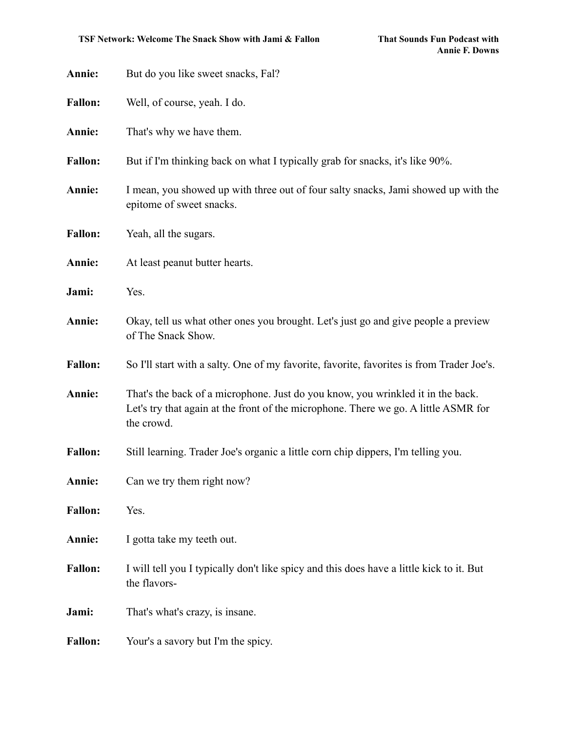**Annie:** But do you like sweet snacks, Fal?

**Fallon:** Well, of course, yeah. I do.

**Annie:** That's why we have them.

**Fallon:** But if I'm thinking back on what I typically grab for snacks, it's like 90%.

**Annie:** I mean, you showed up with three out of four salty snacks, Jami showed up with the epitome of sweet snacks.

**Fallon:** Yeah, all the sugars.

**Annie:** At least peanut butter hearts.

**Jami:** Yes.

**Annie:** Okay, tell us what other ones you brought. Let's just go and give people a preview of The Snack Show.

**Fallon:** So I'll start with a salty. One of my favorite, favorite, favorites is from Trader Joe's.

**Annie:** That's the back of a microphone. Just do you know, you wrinkled it in the back. Let's try that again at the front of the microphone. There we go. A little ASMR for the crowd.

**Fallon:** Still learning. Trader Joe's organic a little corn chip dippers, I'm telling you.

**Annie:** Can we try them right now?

**Fallon:** Yes.

**Annie:** I gotta take my teeth out.

**Fallon:** I will tell you I typically don't like spicy and this does have a little kick to it. But the flavors-

**Jami:** That's what's crazy, is insane.

**Fallon:** Your's a savory but I'm the spicy.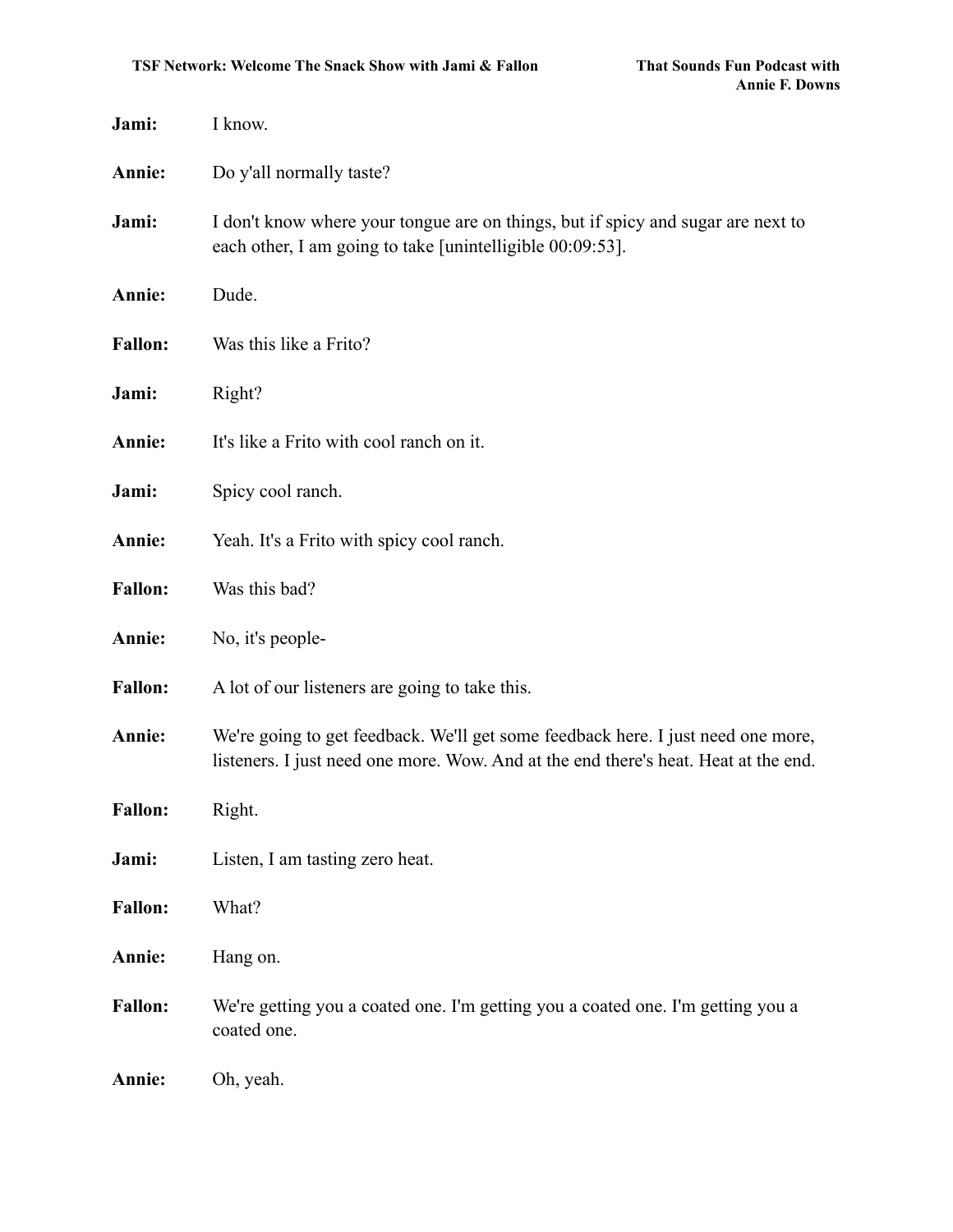**Jami:** I know.

**Annie:** Do y'all normally taste?

**Jami:** I don't know where your tongue are on things, but if spicy and sugar are next to each other, I am going to take [unintelligible 00:09:53].

**Annie:** Dude.

**Fallon:** Was this like a Frito?

**Jami:** Right?

**Annie:** It's like a Frito with cool ranch on it.

**Jami:** Spicy cool ranch.

**Annie:** Yeah. It's a Frito with spicy cool ranch.

**Fallon:** Was this bad?

**Annie:** No, it's people-

**Fallon:** A lot of our listeners are going to take this.

**Annie:** We're going to get feedback. We'll get some feedback here. I just need one more, listeners. I just need one more. Wow. And at the end there's heat. Heat at the end.

**Fallon:** Right.

**Jami:** Listen, I am tasting zero heat.

**Fallon:** What?

**Annie:** Hang on.

**Fallon:** We're getting you a coated one. I'm getting you a coated one. I'm getting you a coated one.

**Annie:** Oh, yeah.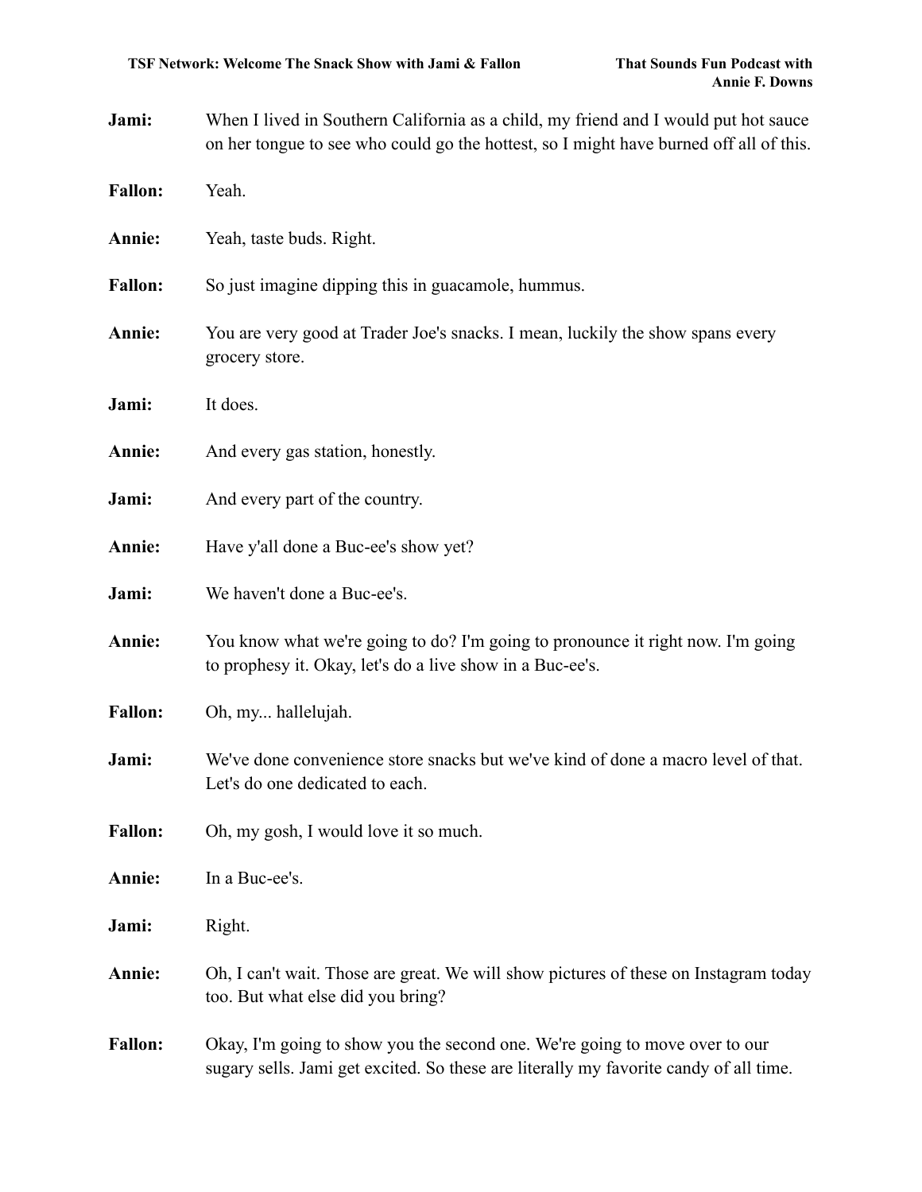**Jami:** When I lived in Southern California as a child, my friend and I would put hot sauce on her tongue to see who could go the hottest, so I might have burned off all of this.

**Fallon:** Yeah.

**Annie:** Yeah, taste buds. Right.

**Fallon:** So just imagine dipping this in guacamole, hummus.

**Annie:** You are very good at Trader Joe's snacks. I mean, luckily the show spans every grocery store.

**Jami:** It does.

**Annie:** And every gas station, honestly.

**Jami:** And every part of the country.

**Annie:** Have y'all done a Buc-ee's show yet?

**Jami:** We haven't done a Buc-ee's.

**Annie:** You know what we're going to do? I'm going to pronounce it right now. I'm going to prophesy it. Okay, let's do a live show in a Buc-ee's.

**Fallon:** Oh, my... hallelujah.

**Jami:** We've done convenience store snacks but we've kind of done a macro level of that. Let's do one dedicated to each.

**Fallon:** Oh, my gosh, I would love it so much.

**Annie:** In a Buc-ee's.

**Jami:** Right.

**Annie:** Oh, I can't wait. Those are great. We will show pictures of these on Instagram today too. But what else did you bring?

**Fallon:** Okay, I'm going to show you the second one. We're going to move over to our sugary sells. Jami get excited. So these are literally my favorite candy of all time.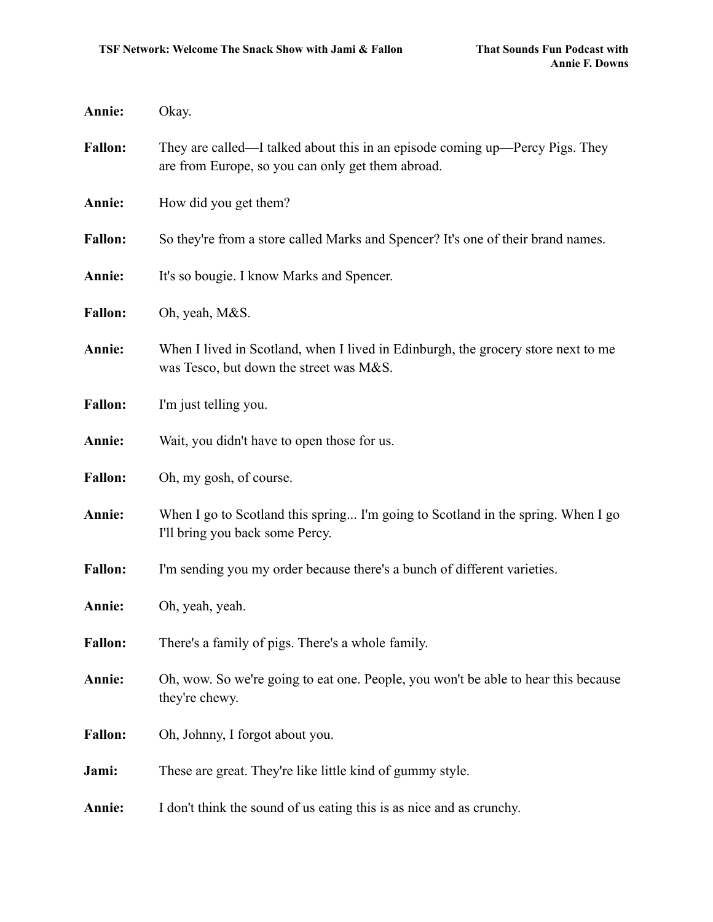**Annie:** Okay.

**Fallon:** They are called—I talked about this in an episode coming up—Percy Pigs. They are from Europe, so you can only get them abroad.

**Annie:** How did you get them?

**Fallon:** So they're from a store called Marks and Spencer? It's one of their brand names.

**Annie:** It's so bougie. I know Marks and Spencer.

**Fallon:** Oh, yeah, M&S.

**Annie:** When I lived in Scotland, when I lived in Edinburgh, the grocery store next to me was Tesco, but down the street was M&S.

**Fallon:** I'm just telling you.

**Annie:** Wait, you didn't have to open those for us.

**Fallon:** Oh, my gosh, of course.

**Annie:** When I go to Scotland this spring... I'm going to Scotland in the spring. When I go I'll bring you back some Percy.

**Fallon:** I'm sending you my order because there's a bunch of different varieties.

**Annie:** Oh, yeah, yeah.

**Fallon:** There's a family of pigs. There's a whole family.

**Annie:** Oh, wow. So we're going to eat one. People, you won't be able to hear this because they're chewy.

**Fallon:** Oh, Johnny, I forgot about you.

**Jami:** These are great. They're like little kind of gummy style.

**Annie:** I don't think the sound of us eating this is as nice and as crunchy.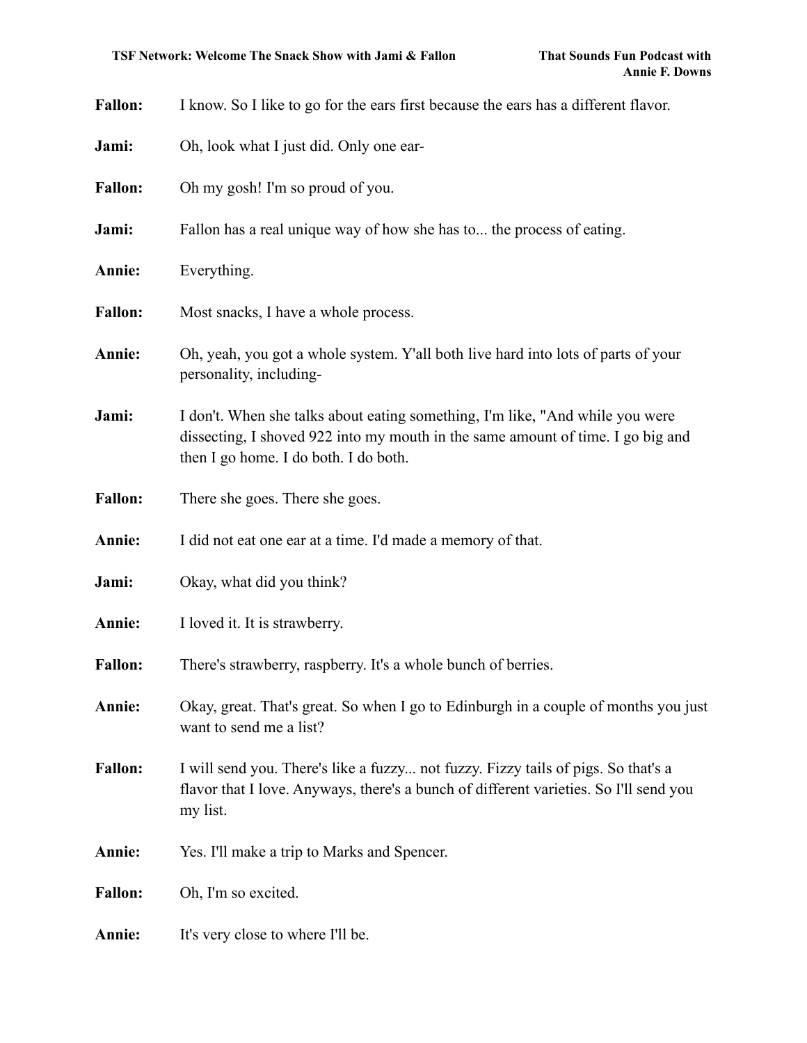**Fallon:** I know. So I like to go for the ears first because the ears has a different flavor.

**Jami:** Oh, look what I just did. Only one ear-

**Fallon:** Oh my gosh! I'm so proud of you.

**Jami:** Fallon has a real unique way of how she has to... the process of eating.

**Annie:** Everything.

**Fallon:** Most snacks, I have a whole process.

**Annie:** Oh, yeah, you got a whole system. Y'all both live hard into lots of parts of your personality, including-

**Jami:** I don't. When she talks about eating something, I'm like, "And while you were dissecting, I shoved 922 into my mouth in the same amount of time. I go big and then I go home. I do both. I do both.

**Fallon:** There she goes. There she goes.

**Annie:** I did not eat one ear at a time. I'd made a memory of that.

**Jami:** Okay, what did you think?

**Annie:** I loved it. It is strawberry.

**Fallon:** There's strawberry, raspberry. It's a whole bunch of berries.

**Annie:** Okay, great. That's great. So when I go to Edinburgh in a couple of months you just want to send me a list?

**Fallon:** I will send you. There's like a fuzzy... not fuzzy. Fizzy tails of pigs. So that's a flavor that I love. Anyways, there's a bunch of different varieties. So I'll send you my list.

**Annie:** Yes. I'll make a trip to Marks and Spencer.

**Fallon:** Oh, I'm so excited.

**Annie:** It's very close to where I'll be.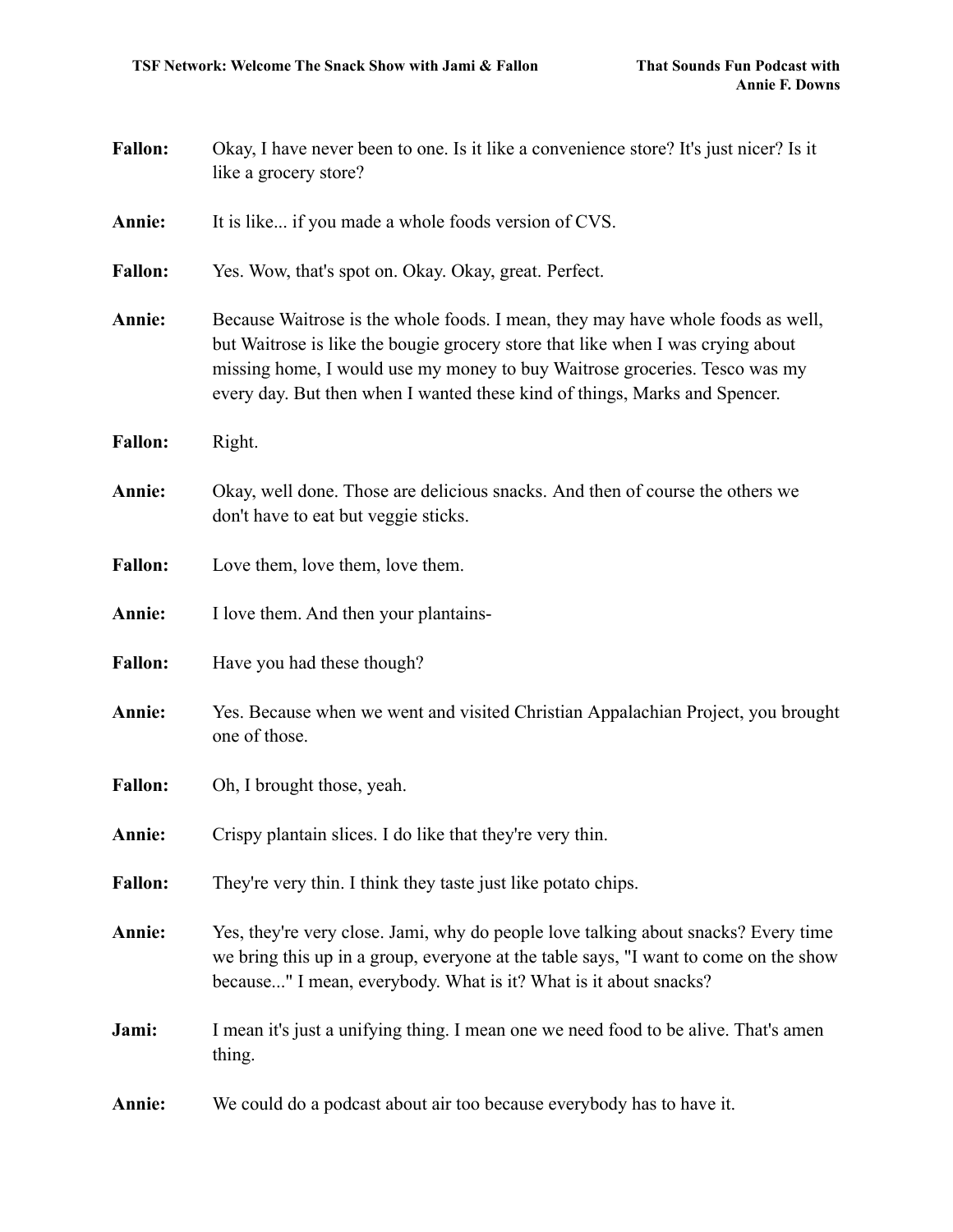**Fallon:** Okay, I have never been to one. Is it like a convenience store? It's just nicer? Is it like a grocery store?

**Annie:** It is like... if you made a whole foods version of CVS.

**Fallon:** Yes. Wow, that's spot on. Okay. Okay, great. Perfect.

**Annie:** Because Waitrose is the whole foods. I mean, they may have whole foods as well, but Waitrose is like the bougie grocery store that like when I was crying about missing home, I would use my money to buy Waitrose groceries. Tesco was my every day. But then when I wanted these kind of things, Marks and Spencer.

**Fallon:** Right.

**Annie:** Okay, well done. Those are delicious snacks. And then of course the others we don't have to eat but veggie sticks.

**Fallon:** Love them, love them, love them.

**Annie:** I love them. And then your plantains-

**Fallon:** Have you had these though?

**Annie:** Yes. Because when we went and visited Christian Appalachian Project, you brought one of those.

**Fallon:** Oh, I brought those, yeah.

**Annie:** Crispy plantain slices. I do like that they're very thin.

**Fallon:** They're very thin. I think they taste just like potato chips.

**Annie:** Yes, they're very close. Jami, why do people love talking about snacks? Every time we bring this up in a group, everyone at the table says, "I want to come on the show because..." I mean, everybody. What is it? What is it about snacks?

**Jami:** I mean it's just a unifying thing. I mean one we need food to be alive. That's amen thing.

**Annie:** We could do a podcast about air too because everybody has to have it.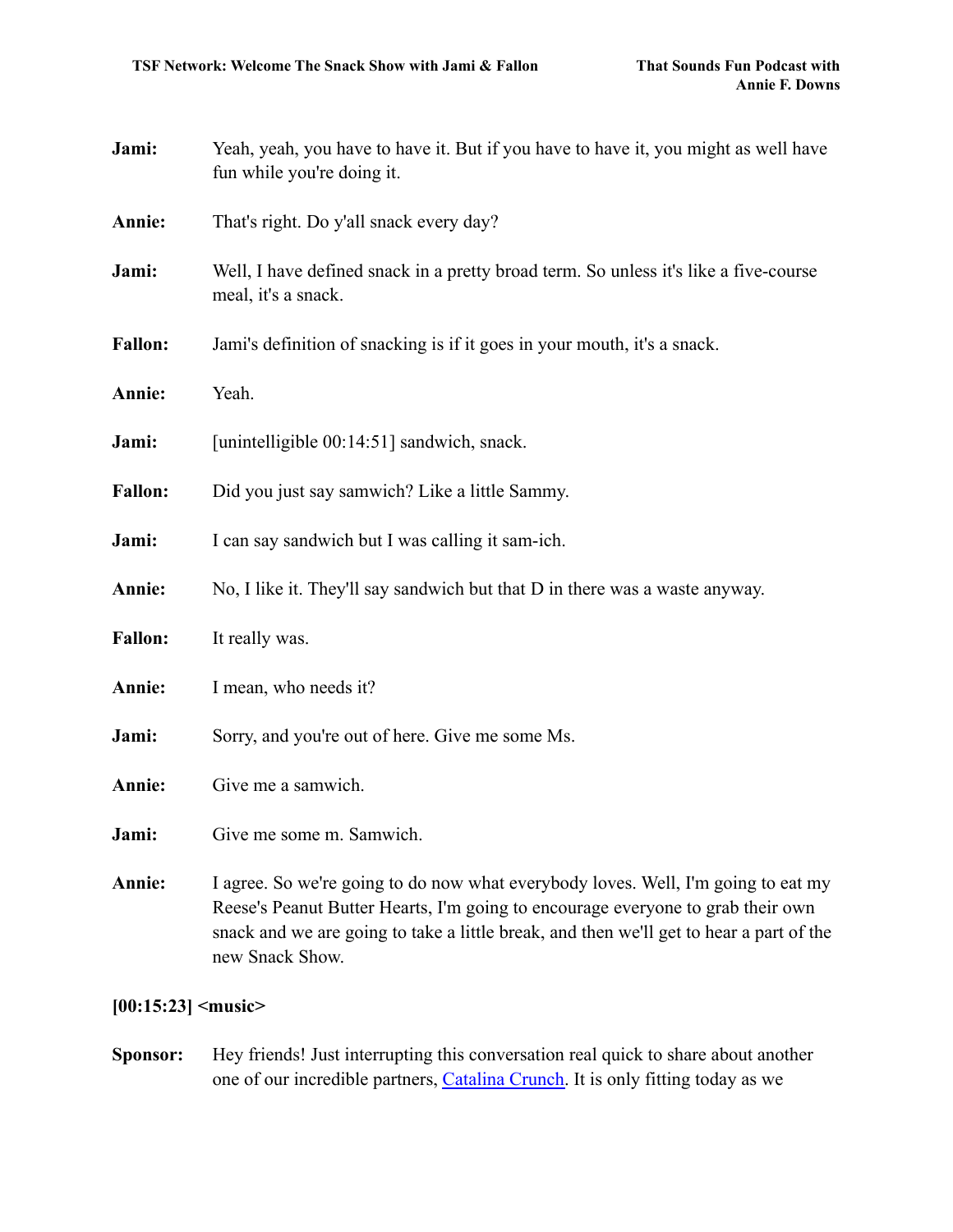**Jami:** Yeah, yeah, you have to have it. But if you have to have it, you might as well have fun while you're doing it.

**Annie:** That's right. Do y'all snack every day?

**Jami:** Well, I have defined snack in a pretty broad term. So unless it's like a five-course meal, it's a snack.

**Fallon:** Jami's definition of snacking is if it goes in your mouth, it's a snack.

**Annie:** Yeah.

**Jami:** [unintelligible 00:14:51] sandwich, snack.

**Fallon:** Did you just say samwich? Like a little Sammy.

**Jami:** I can say sandwich but I was calling it sam-ich.

**Annie:** No, I like it. They'll say sandwich but that D in there was a waste anyway.

**Fallon:** It really was.

**Annie:** I mean, who needs it?

**Jami:** Sorry, and you're out of here. Give me some Ms.

**Annie:** Give me a samwich.

**Jami:** Give me some m. Samwich.

**Annie:** I agree. So we're going to do now what everybody loves. Well, I'm going to eat my Reese's Peanut Butter Hearts, I'm going to encourage everyone to grab their own snack and we are going to take a little break, and then we'll get to hear a part of the new Snack Show.

**[00:15:23] <music>**

**Sponsor:** Hey friends! Just interrupting this conversation real quick to share about another one of our incredible partners, Catalina Crunch. It is only fitting today as we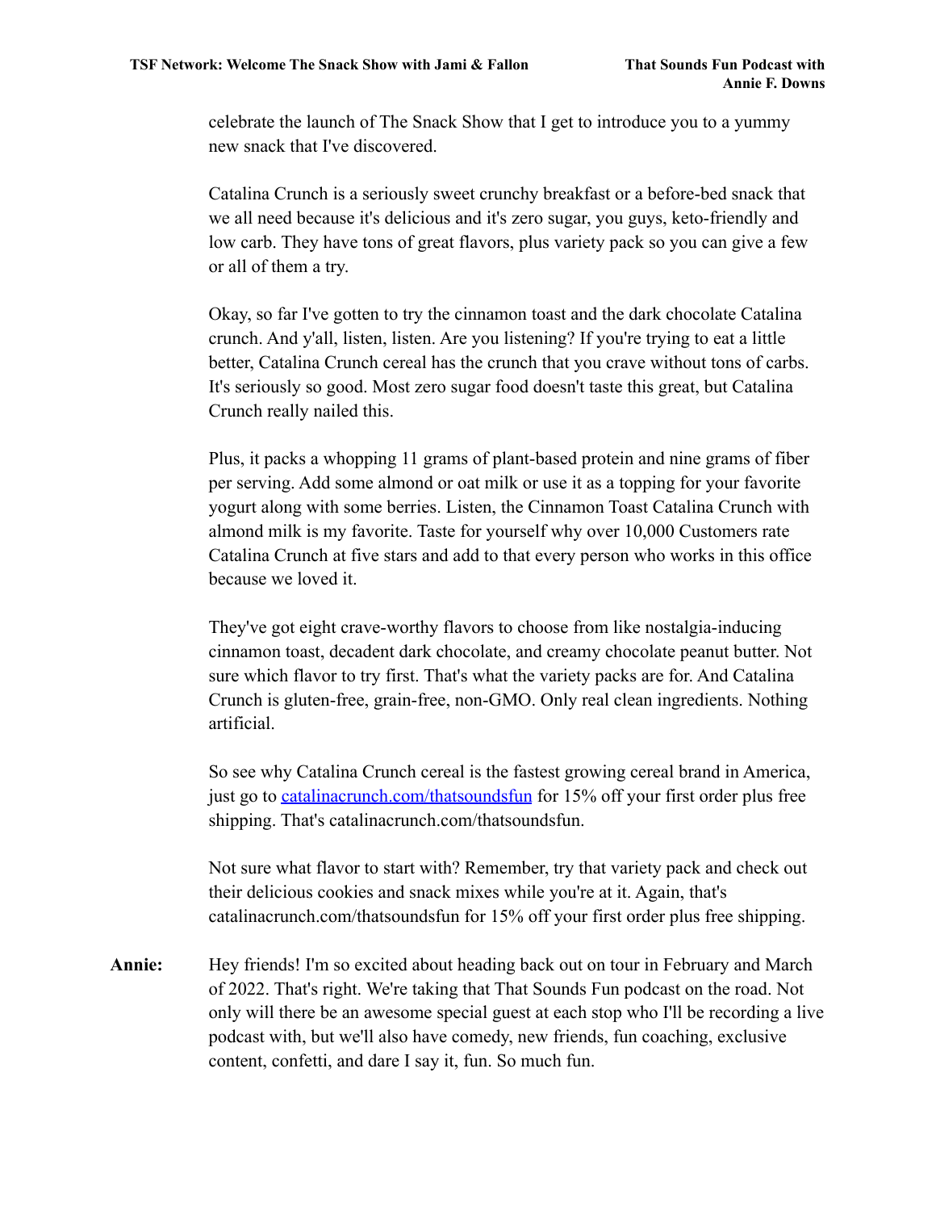celebrate the launch of The Snack Show that I get to introduce you to a yummy new snack that I've discovered.

Catalina Crunch is a seriously sweet crunchy breakfast or a before-bed snack that we all need because it's delicious and it's zero sugar, you guys, keto-friendly and low carb. They have tons of great flavors, plus variety pack so you can give a few or all of them a try.

Okay, so far I've gotten to try the cinnamon toast and the dark chocolate Catalina crunch. And y'all, listen, listen. Are you listening? If you're trying to eat a little better, Catalina Crunch cereal has the crunch that you crave without tons of carbs. It's seriously so good. Most zero sugar food doesn't taste this great, but Catalina Crunch really nailed this.

Plus, it packs a whopping 11 grams of plant-based protein and nine grams of fiber per serving. Add some almond or oat milk or use it as a topping for your favorite yogurt along with some berries. Listen, the Cinnamon Toast Catalina Crunch with almond milk is my favorite. Taste for yourself why over 10,000 Customers rate Catalina Crunch at five stars and add to that every person who works in this office because we loved it.

They've got eight crave-worthy flavors to choose from like nostalgia-inducing cinnamon toast, decadent dark chocolate, and creamy chocolate peanut butter. Not sure which flavor to try first. That's what the variety packs are for. And Catalina Crunch is gluten-free, grain-free, non-GMO. Only real clean ingredients. Nothing artificial.

So see why Catalina Crunch cereal is the fastest growing cereal brand in America, just go to [catalinacrunch.com/thatsoundsfun](catalinacrunch.com/thatsoundsfun) for 15% off your first order plus free shipping. That's catalinacrunch.com/thatsoundsfun.

Not sure what flavor to start with? Remember, try that variety pack and check out their delicious cookies and snack mixes while you're at it. Again, that's catalinacrunch.com/thatsoundsfun for 15% off your first order plus free shipping.

**Annie:** Hey friends! I'm so excited about heading back out on tour in February and March of 2022. That's right. We're taking that That Sounds Fun podcast on the road. Not only will there be an awesome special guest at each stop who I'll be recording a live podcast with, but we'll also have comedy, new friends, fun coaching, exclusive content, confetti, and dare I say it, fun. So much fun.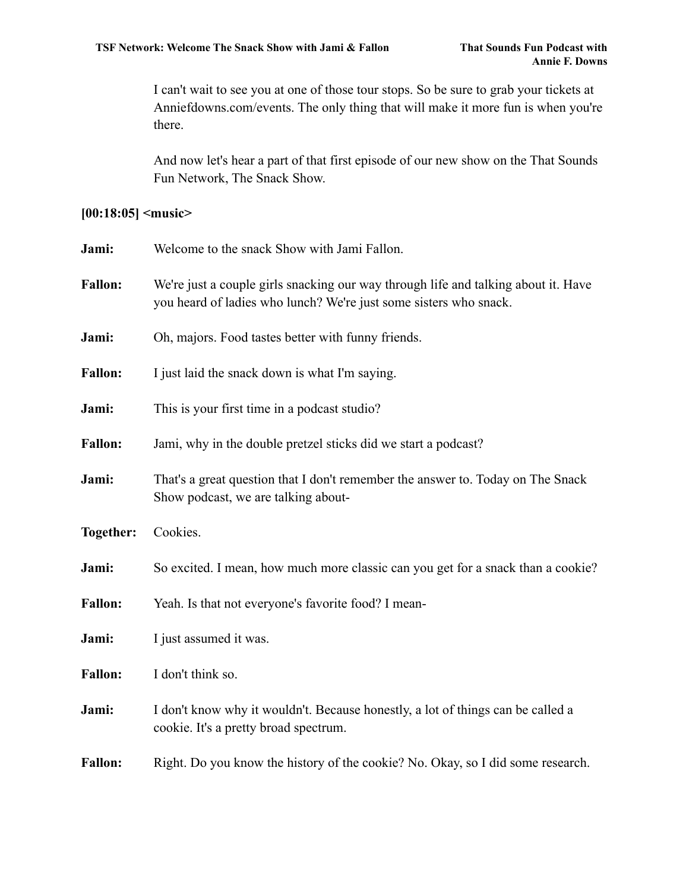I can't wait to see you at one of those tour stops. So be sure to grab your tickets at Anniefdowns.com/events. The only thing that will make it more fun is when you're there.

And now let's hear a part of that first episode of our new show on the That Sounds Fun Network, The Snack Show.

**[00:18:05] <music>**

**Jami:** Welcome to the snack Show with Jami Fallon.

**Fallon:** We're just a couple girls snacking our way through life and talking about it. Have you heard of ladies who lunch? We're just some sisters who snack.

**Jami:** Oh, majors. Food tastes better with funny friends.

**Fallon:** I just laid the snack down is what I'm saying.

**Jami:** This is your first time in a podcast studio?

**Fallon:** Jami, why in the double pretzel sticks did we start a podcast?

**Jami:** That's a great question that I don't remember the answer to. Today on The Snack Show podcast, we are talking about-

**Together:** Cookies.

**Jami:** So excited. I mean, how much more classic can you get for a snack than a cookie?

**Fallon:** Yeah. Is that not everyone's favorite food? I mean-

**Jami:** I just assumed it was.

**Fallon:** I don't think so.

**Jami:** I don't know why it wouldn't. Because honestly, a lot of things can be called a cookie. It's a pretty broad spectrum.

**Fallon:** Right. Do you know the history of the cookie? No. Okay, so I did some research.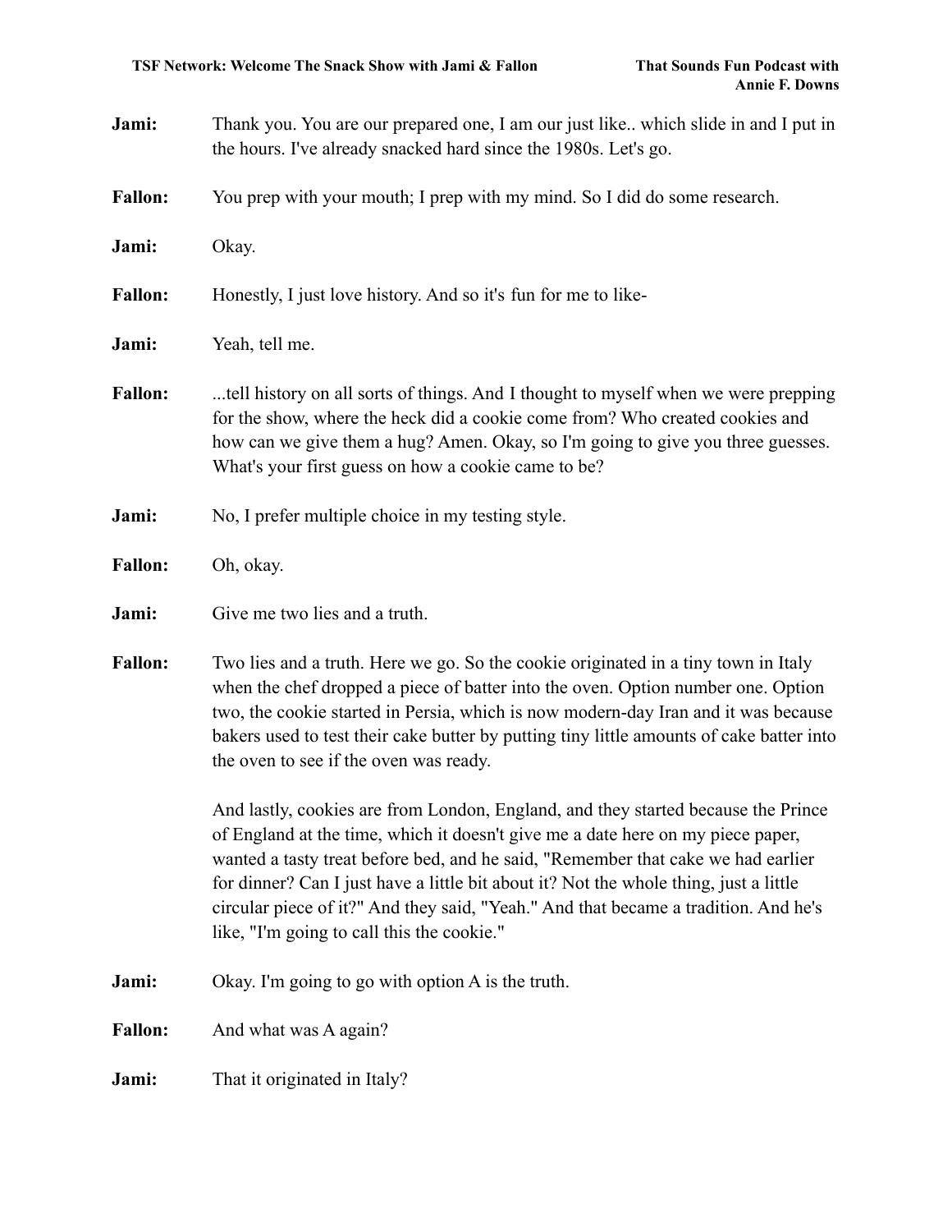**Jami:** Thank you. You are our prepared one, I am our just like.. which slide in and I put in the hours. I've already snacked hard since the 1980s. Let's go.

**Fallon:** You prep with your mouth; I prep with my mind. So I did do some research.

**Jami:** Okay.

**Fallon:** Honestly, I just love history. And so it's fun for me to like-

**Jami:** Yeah, tell me.

**Fallon:** ...tell history on all sorts of things. And I thought to myself when we were prepping for the show, where the heck did a cookie come from? Who created cookies and how can we give them a hug? Amen. Okay, so I'm going to give you three guesses. What's your first guess on how a cookie came to be?

**Jami:** No, I prefer multiple choice in my testing style.

**Fallon:** Oh, okay.

**Jami:** Give me two lies and a truth.

**Fallon:** Two lies and a truth. Here we go. So the cookie originated in a tiny town in Italy when the chef dropped a piece of batter into the oven. Option number one. Option two, the cookie started in Persia, which is now modern-day Iran and it was because bakers used to test their cake butter by putting tiny little amounts of cake batter into the oven to see if the oven was ready.

And lastly, cookies are from London, England, and they started because the Prince of England at the time, which it doesn't give me a date here on my piece paper, wanted a tasty treat before bed, and he said, "Remember that cake we had earlier for dinner? Can I just have a little bit about it? Not the whole thing, just a little circular piece of it?" And they said, "Yeah." And that became a tradition. And he's like, "I'm going to call this the cookie."

**Jami:** Okay. I'm going to go with option A is the truth.

**Fallon:** And what was A again?

**Jami:** That it originated in Italy?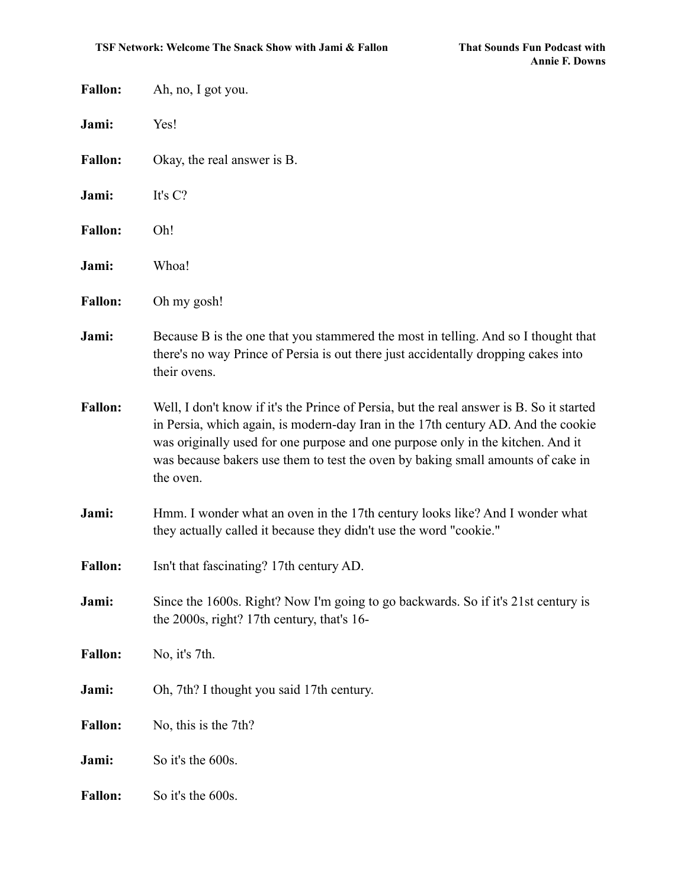**Fallon:** Ah, no, I got you.

**Jami:** Yes!

**Fallon:** Okay, the real answer is B.

**Jami:** It's C?

**Fallon:** Oh!

**Jami:** Whoa!

**Fallon:** Oh my gosh!

**Jami:** Because B is the one that you stammered the most in telling. And so I thought that there's no way Prince of Persia is out there just accidentally dropping cakes into their ovens.

**Fallon:** Well, I don't know if it's the Prince of Persia, but the real answer is B. So it started in Persia, which again, is modern-day Iran in the 17th century AD. And the cookie was originally used for one purpose and one purpose only in the kitchen. And it was because bakers use them to test the oven by baking small amounts of cake in the oven.

**Jami:** Hmm. I wonder what an oven in the 17th century looks like? And I wonder what they actually called it because they didn't use the word "cookie."

**Fallon:** Isn't that fascinating? 17th century AD.

**Jami:** Since the 1600s. Right? Now I'm going to go backwards. So if it's 21st century is the 2000s, right? 17th century, that's 16-

**Fallon:** No, it's 7th.

**Jami:** Oh, 7th? I thought you said 17th century.

**Fallon:** No, this is the 7th?

**Jami:** So it's the 600s.

**Fallon:** So it's the 600s.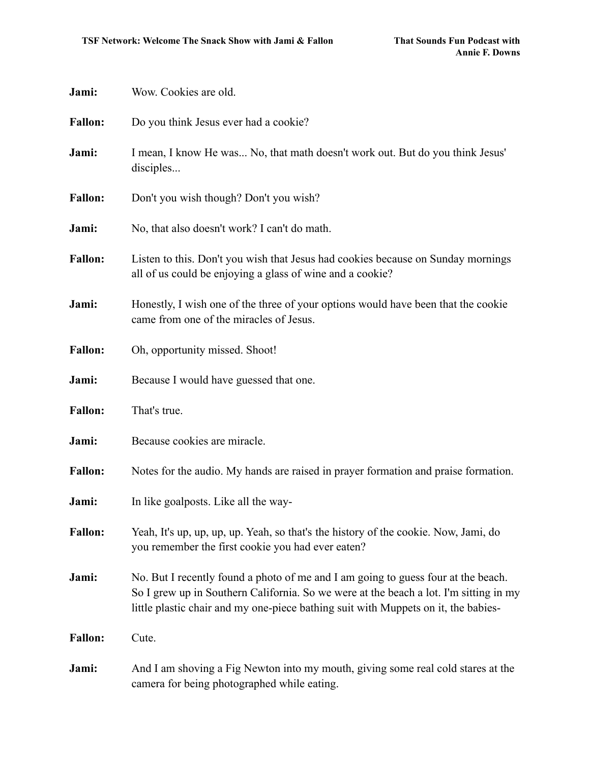**Jami:** Wow. Cookies are old.

**Fallon:** Do you think Jesus ever had a cookie?

**Jami:** I mean, I know He was... No, that math doesn't work out. But do you think Jesus' disciples...

**Fallon:** Don't you wish though? Don't you wish?

**Jami:** No, that also doesn't work? I can't do math.

**Fallon:** Listen to this. Don't you wish that Jesus had cookies because on Sunday mornings all of us could be enjoying a glass of wine and a cookie?

**Jami:** Honestly, I wish one of the three of your options would have been that the cookie came from one of the miracles of Jesus.

**Fallon:** Oh, opportunity missed. Shoot!

**Jami:** Because I would have guessed that one.

**Fallon:** That's true.

**Jami:** Because cookies are miracle.

**Fallon:** Notes for the audio. My hands are raised in prayer formation and praise formation.

**Jami:** In like goalposts. Like all the way-

**Fallon:** Yeah, It's up, up, up, up. Yeah, so that's the history of the cookie. Now, Jami, do you remember the first cookie you had ever eaten?

**Jami:** No. But I recently found a photo of me and I am going to guess four at the beach. So I grew up in Southern California. So we were at the beach a lot. I'm sitting in my little plastic chair and my one-piece bathing suit with Muppets on it, the babies-

**Fallon:** Cute.

**Jami:** And I am shoving a Fig Newton into my mouth, giving some real cold stares at the camera for being photographed while eating.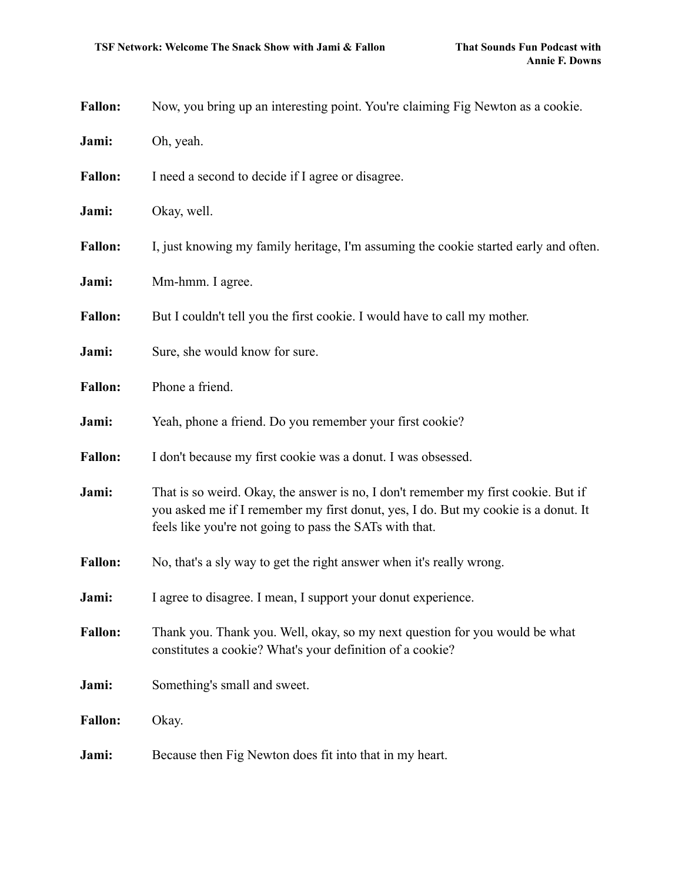**Fallon:** Now, you bring up an interesting point. You're claiming Fig Newton as a cookie.

**Jami:** Oh, yeah.

**Fallon:** I need a second to decide if I agree or disagree.

**Jami:** Okay, well.

**Fallon:** I, just knowing my family heritage, I'm assuming the cookie started early and often.

**Jami:** Mm-hmm. I agree.

**Fallon:** But I couldn't tell you the first cookie. I would have to call my mother.

**Jami:** Sure, she would know for sure.

**Fallon:** Phone a friend.

**Jami:** Yeah, phone a friend. Do you remember your first cookie?

**Fallon:** I don't because my first cookie was a donut. I was obsessed.

**Jami:** That is so weird. Okay, the answer is no, I don't remember my first cookie. But if you asked me if I remember my first donut, yes, I do. But my cookie is a donut. It feels like you're not going to pass the SATs with that.

**Fallon:** No, that's a sly way to get the right answer when it's really wrong.

**Jami:** I agree to disagree. I mean, I support your donut experience.

**Fallon:** Thank you. Thank you. Well, okay, so my next question for you would be what constitutes a cookie? What's your definition of a cookie?

**Jami:** Something's small and sweet.

**Fallon:** Okay.

**Jami:** Because then Fig Newton does fit into that in my heart.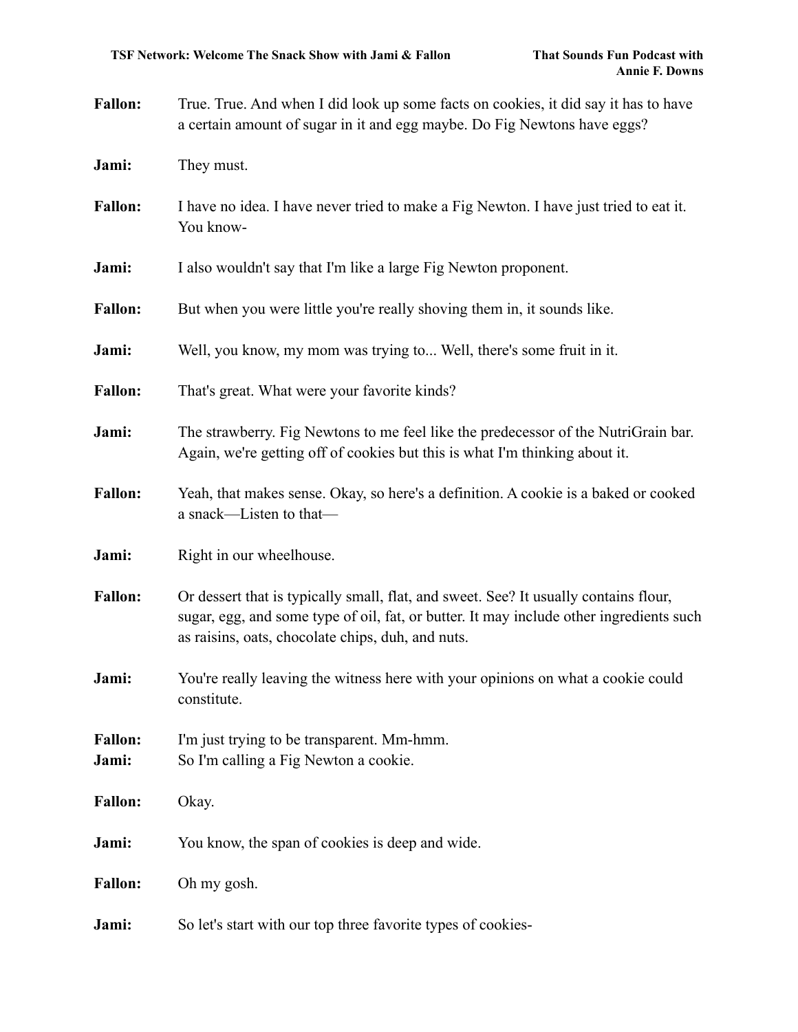**Fallon:** True. True. And when I did look up some facts on cookies, it did say it has to have a certain amount of sugar in it and egg maybe. Do Fig Newtons have eggs?

**Jami:** They must.

**Fallon:** I have no idea. I have never tried to make a Fig Newton. I have just tried to eat it. You know-

**Jami:** I also wouldn't say that I'm like a large Fig Newton proponent.

**Fallon:** But when you were little you're really shoving them in, it sounds like.

**Jami:** Well, you know, my mom was trying to... Well, there's some fruit in it.

**Fallon:** That's great. What were your favorite kinds?

**Jami:** The strawberry. Fig Newtons to me feel like the predecessor of the NutriGrain bar. Again, we're getting off of cookies but this is what I'm thinking about it.

**Fallon:** Yeah, that makes sense. Okay, so here's a definition. A cookie is a baked or cooked a snack—Listen to that—

**Jami:** Right in our wheelhouse.

**Fallon:** Or dessert that is typically small, flat, and sweet. See? It usually contains flour, sugar, egg, and some type of oil, fat, or butter. It may include other ingredients such as raisins, oats, chocolate chips, duh, and nuts.

**Jami:** You're really leaving the witness here with your opinions on what a cookie could constitute.

**Fallon:** I'm just trying to be transparent. Mm-hmm.

**Jami:** So I'm calling a Fig Newton a cookie.

**Fallon:** Okay.

**Jami:** You know, the span of cookies is deep and wide.

**Fallon:** Oh my gosh.

**Jami:** So let's start with our top three favorite types of cookies-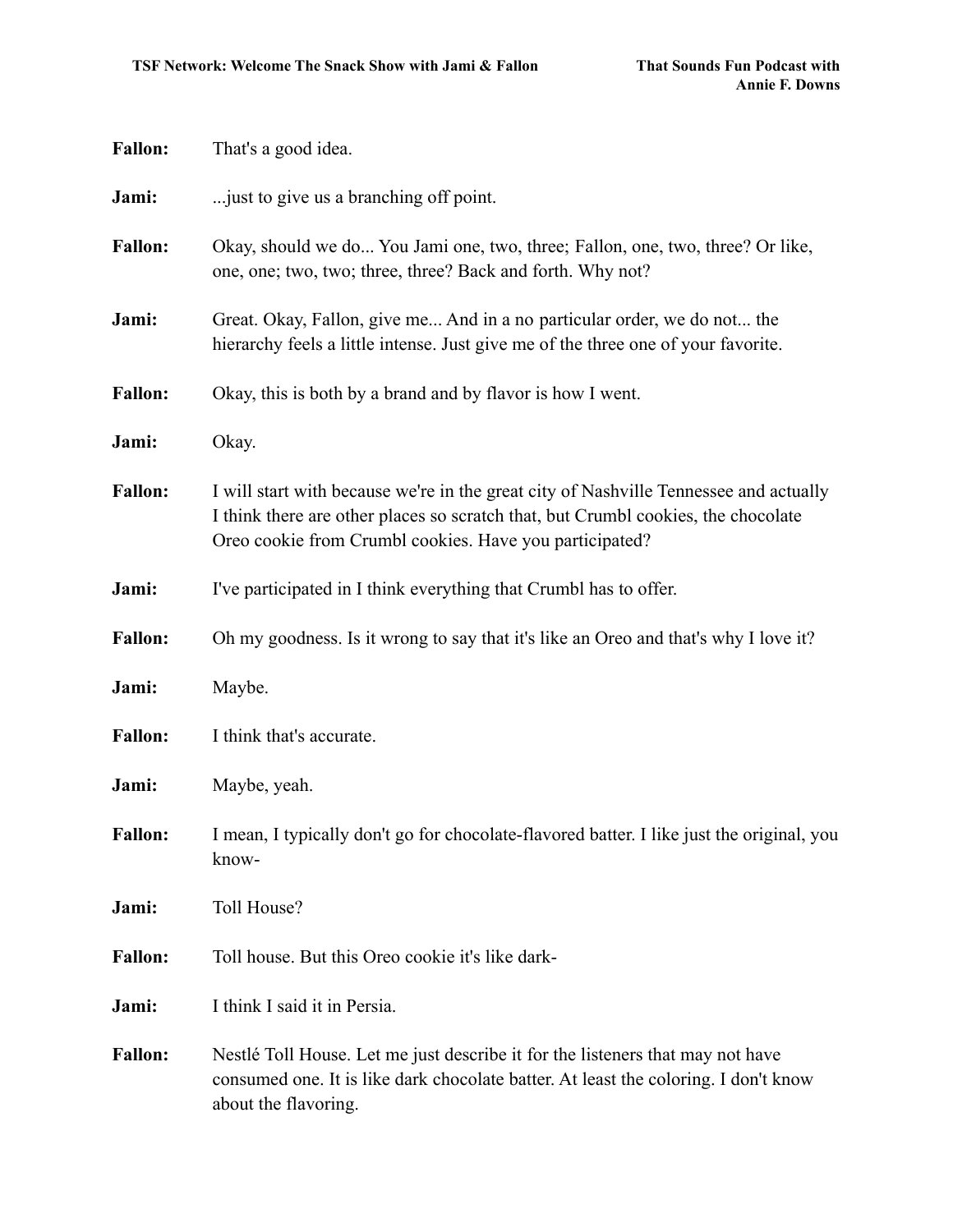**Fallon:** That's a good idea.

**Jami:** ...just to give us a branching off point.

**Fallon:** Okay, should we do... You Jami one, two, three; Fallon, one, two, three? Or like, one, one; two, two; three, three? Back and forth. Why not?

**Jami:** Great. Okay, Fallon, give me... And in a no particular order, we do not... the hierarchy feels a little intense. Just give me of the three one of your favorite.

**Fallon:** Okay, this is both by a brand and by flavor is how I went.

**Jami:** Okay.

**Fallon:** I will start with because we're in the great city of Nashville Tennessee and actually I think there are other places so scratch that, but Crumbl cookies, the chocolate Oreo cookie from Crumbl cookies. Have you participated?

**Jami:** I've participated in I think everything that Crumbl has to offer.

**Fallon:** Oh my goodness. Is it wrong to say that it's like an Oreo and that's why I love it?

**Jami:** Maybe.

**Fallon:** I think that's accurate.

**Jami:** Maybe, yeah.

**Fallon:** I mean, I typically don't go for chocolate-flavored batter. I like just the original, you know-

**Jami:** Toll House?

**Fallon:** Toll house. But this Oreo cookie it's like dark-

**Jami:** I think I said it in Persia.

**Fallon:** Nestlé Toll House. Let me just describe it for the listeners that may not have consumed one. It is like dark chocolate batter. At least the coloring. I don't know about the flavoring.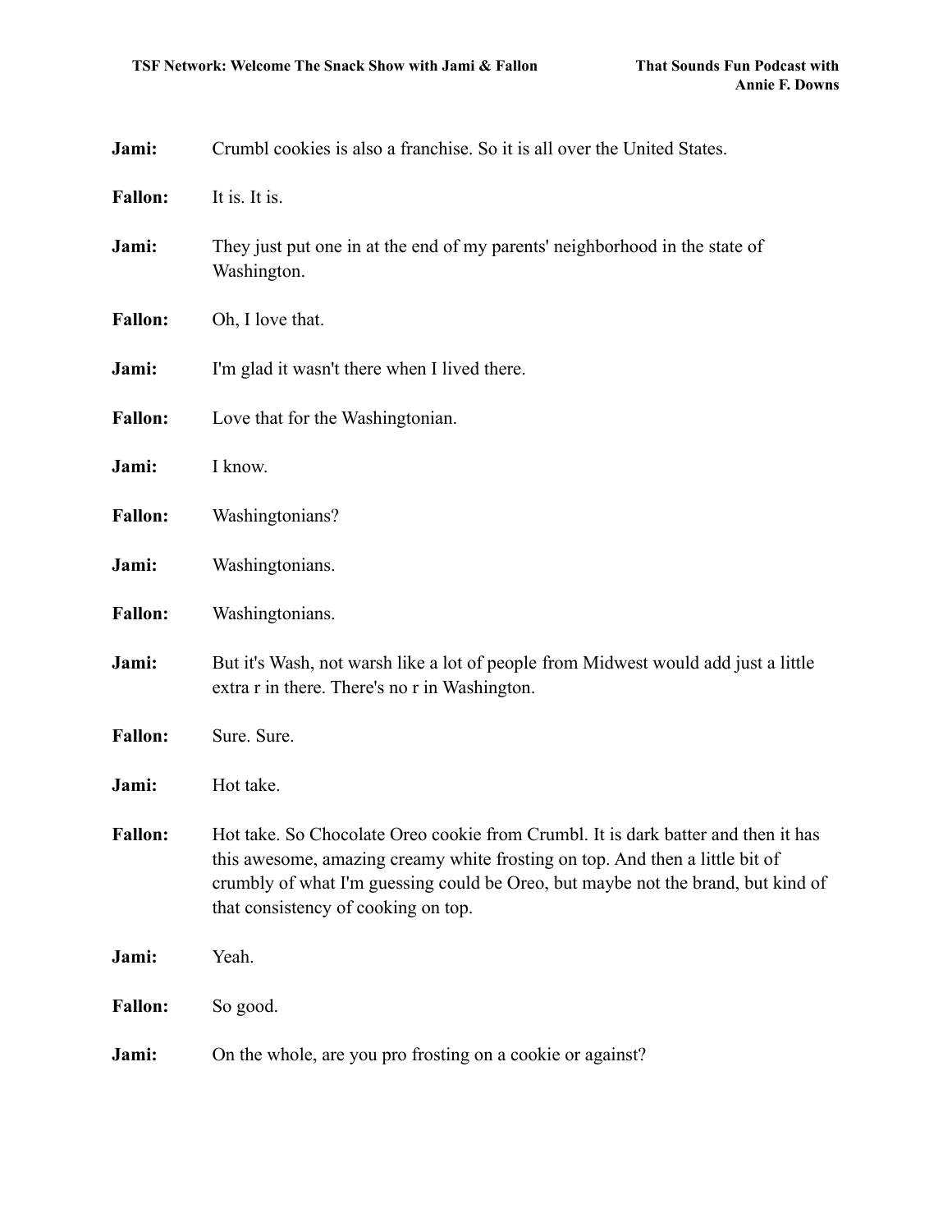**Jami:** Crumbl cookies is also a franchise. So it is all over the United States.

**Fallon:** It is. It is.

**Jami:** They just put one in at the end of my parents' neighborhood in the state of Washington.

**Fallon:** Oh, I love that.

**Jami:** I'm glad it wasn't there when I lived there.

**Fallon:** Love that for the Washingtonian.

**Jami:** I know.

**Fallon:** Washingtonians?

**Jami:** Washingtonians.

**Fallon:** Washingtonians.

**Jami:** But it's Wash, not warsh like a lot of people from Midwest would add just a little extra r in there. There's no r in Washington.

**Fallon:** Sure. Sure.

**Jami:** Hot take.

**Fallon:** Hot take. So Chocolate Oreo cookie from Crumbl. It is dark batter and then it has this awesome, amazing creamy white frosting on top. And then a little bit of crumbly of what I'm guessing could be Oreo, but maybe not the brand, but kind of that consistency of cooking on top.

**Jami:** Yeah.

**Fallon:** So good.

**Jami:** On the whole, are you pro frosting on a cookie or against?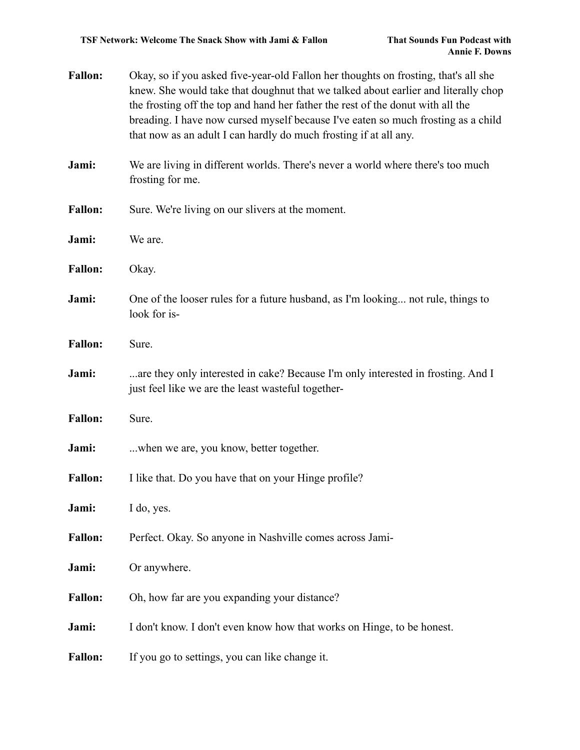**Fallon:** Okay, so if you asked five-year-old Fallon her thoughts on frosting, that's all she knew. She would take that doughnut that we talked about earlier and literally chop the frosting off the top and hand her father the rest of the donut with all the breading. I have now cursed myself because I've eaten so much frosting as a child that now as an adult I can hardly do much frosting if at all any.

**Jami:** We are living in different worlds. There's never a world where there's too much frosting for me.

**Fallon:** Sure. We're living on our slivers at the moment.

**Jami:** We are.

**Fallon:** Okay.

**Jami:** One of the looser rules for a future husband, as I'm looking... not rule, things to look for is-

**Fallon:** Sure.

**Jami:** ...are they only interested in cake? Because I'm only interested in frosting. And I just feel like we are the least wasteful together-

**Fallon:** Sure.

**Jami:** ...when we are, you know, better together.

**Fallon:** I like that. Do you have that on your Hinge profile?

**Jami:** I do, yes.

**Fallon:** Perfect. Okay. So anyone in Nashville comes across Jami-

**Jami:** Or anywhere.

**Fallon:** Oh, how far are you expanding your distance?

**Jami:** I don't know. I don't even know how that works on Hinge, to be honest.

**Fallon:** If you go to settings, you can like change it.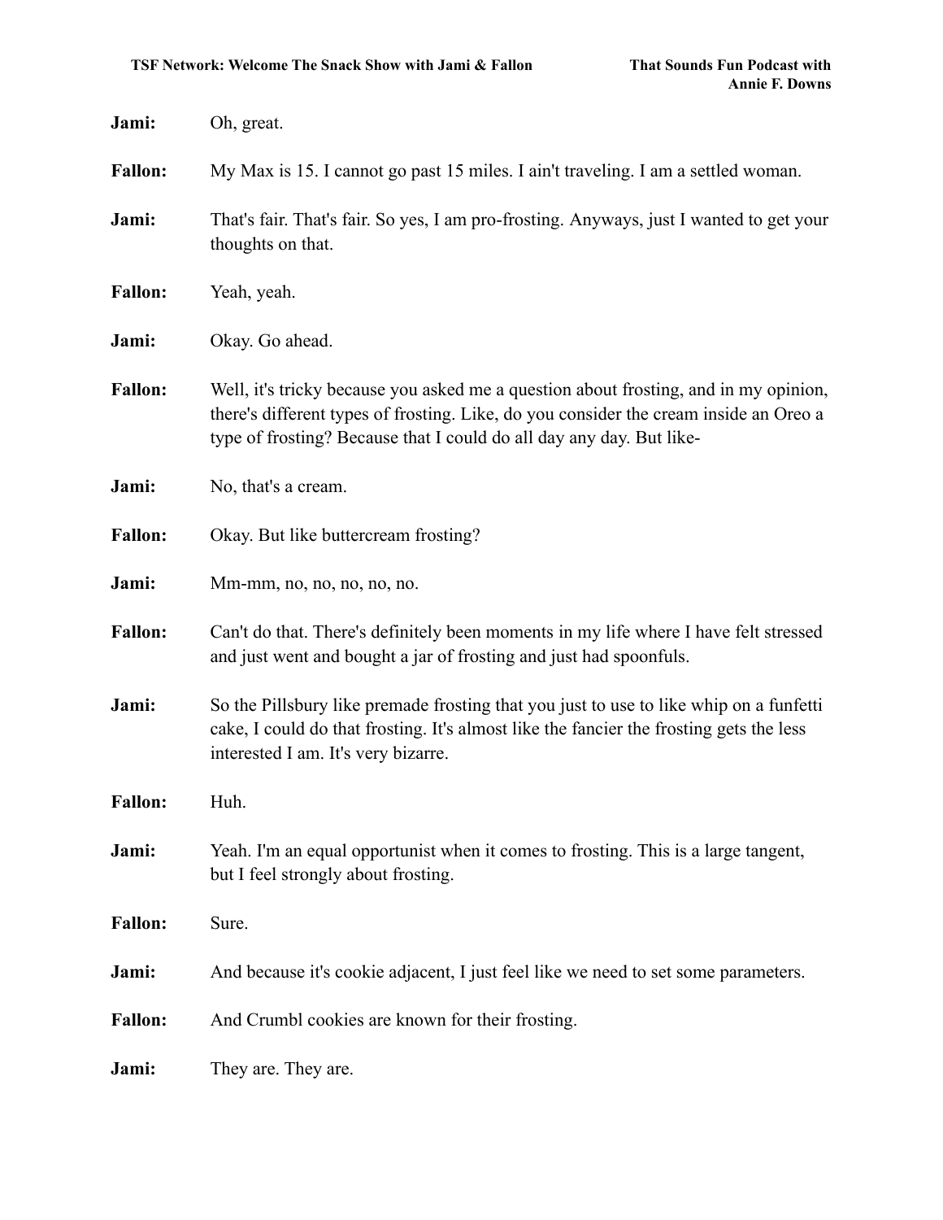**Jami:** Oh, great.

**Fallon:** My Max is 15. I cannot go past 15 miles. I ain't traveling. I am a settled woman.

**Jami:** That's fair. That's fair. So yes, I am pro-frosting. Anyways, just I wanted to get your thoughts on that.

**Fallon:** Yeah, yeah.

**Jami:** Okay. Go ahead.

**Fallon:** Well, it's tricky because you asked me a question about frosting, and in my opinion, there's different types of frosting. Like, do you consider the cream inside an Oreo a type of frosting? Because that I could do all day any day. But like-

**Jami:** No, that's a cream.

**Fallon:** Okay. But like buttercream frosting?

**Jami:** Mm-mm, no, no, no, no, no.

**Fallon:** Can't do that. There's definitely been moments in my life where I have felt stressed and just went and bought a jar of frosting and just had spoonfuls.

**Jami:** So the Pillsbury like premade frosting that you just to use to like whip on a funfetti cake, I could do that frosting. It's almost like the fancier the frosting gets the less interested I am. It's very bizarre.

**Fallon:** Huh.

**Jami:** Yeah. I'm an equal opportunist when it comes to frosting. This is a large tangent, but I feel strongly about frosting.

**Fallon:** Sure.

**Jami:** And because it's cookie adjacent, I just feel like we need to set some parameters.

**Fallon:** And Crumbl cookies are known for their frosting.

**Jami:** They are. They are.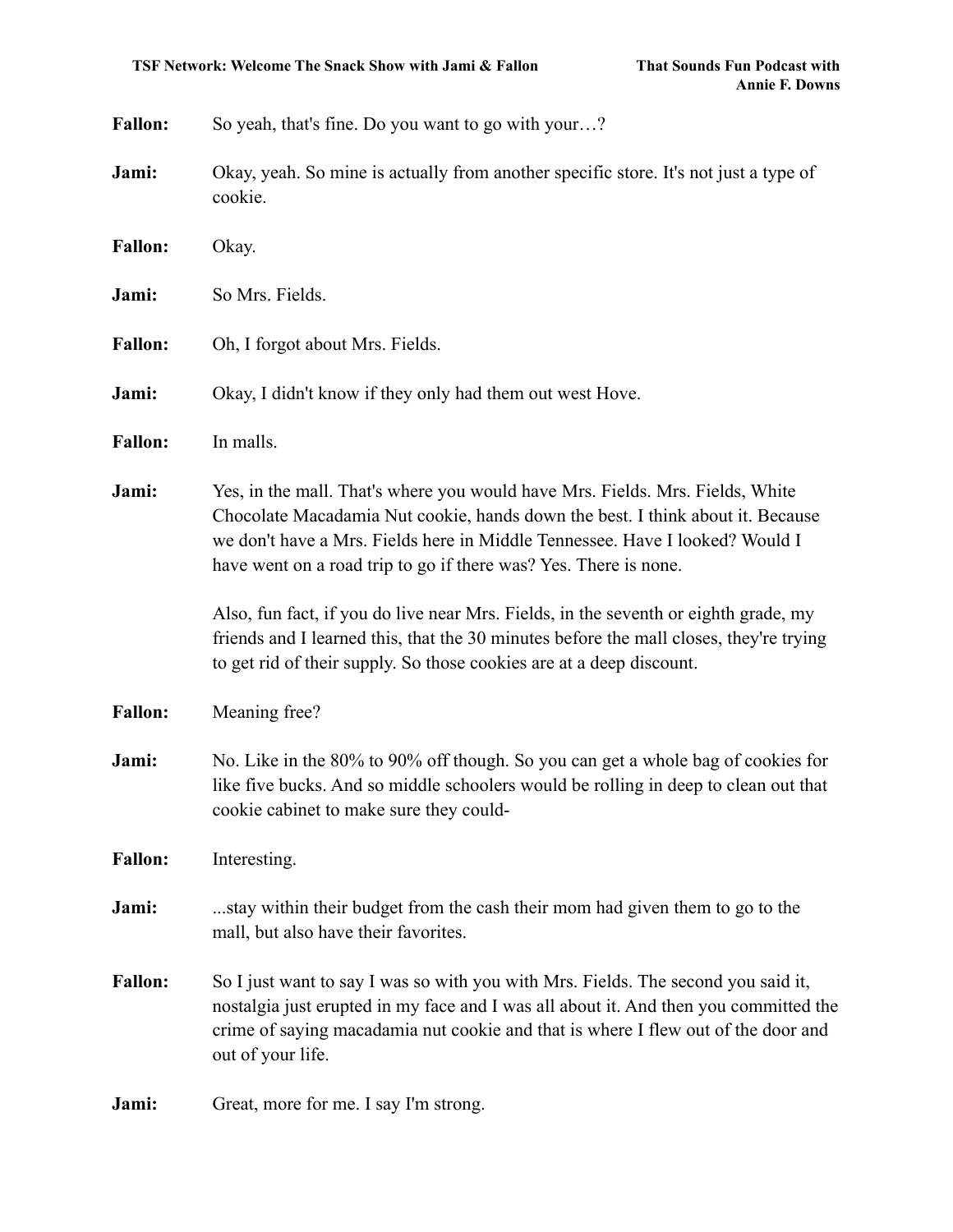**Fallon:** So yeah, that's fine. Do you want to go with your…?

**Jami:** Okay, yeah. So mine is actually from another specific store. It's not just a type of cookie.

**Fallon:** Okay.

**Jami:** So Mrs. Fields.

**Fallon:** Oh, I forgot about Mrs. Fields.

**Jami:** Okay, I didn't know if they only had them out west Hove.

**Fallon:** In malls.

**Jami:** Yes, in the mall. That's where you would have Mrs. Fields. Mrs. Fields, White Chocolate Macadamia Nut cookie, hands down the best. I think about it. Because we don't have a Mrs. Fields here in Middle Tennessee. Have I looked? Would I have went on a road trip to go if there was? Yes. There is none.

Also, fun fact, if you do live near Mrs. Fields, in the seventh or eighth grade, my friends and I learned this, that the 30 minutes before the mall closes, they're trying to get rid of their supply. So those cookies are at a deep discount.

**Fallon:** Meaning free?

**Jami:** No. Like in the 80% to 90% off though. So you can get a whole bag of cookies for like five bucks. And so middle schoolers would be rolling in deep to clean out that cookie cabinet to make sure they could-

**Fallon:** Interesting.

**Jami:** ...stay within their budget from the cash their mom had given them to go to the mall, but also have their favorites.

**Fallon:** So I just want to say I was so with you with Mrs. Fields. The second you said it, nostalgia just erupted in my face and I was all about it. And then you committed the crime of saying macadamia nut cookie and that is where I flew out of the door and out of your life.

**Jami:** Great, more for me. I say I'm strong.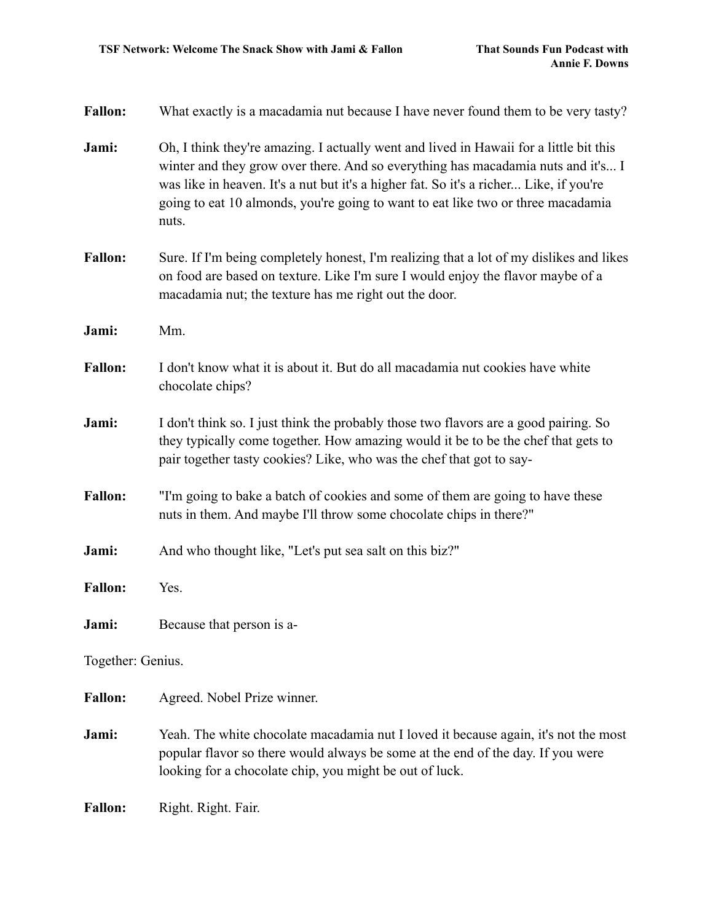**Fallon:** What exactly is a macadamia nut because I have never found them to be very tasty?

**Jami:** Oh, I think they're amazing. I actually went and lived in Hawaii for a little bit this winter and they grow over there. And so everything has macadamia nuts and it's... I was like in heaven. It's a nut but it's a higher fat. So it's a richer... Like, if you're going to eat 10 almonds, you're going to want to eat like two or three macadamia nuts.

**Fallon:** Sure. If I'm being completely honest, I'm realizing that a lot of my dislikes and likes on food are based on texture. Like I'm sure I would enjoy the flavor maybe of a macadamia nut; the texture has me right out the door.

**Jami:** Mm.

**Fallon:** I don't know what it is about it. But do all macadamia nut cookies have white chocolate chips?

**Jami:** I don't think so. I just think the probably those two flavors are a good pairing. So they typically come together. How amazing would it be to be the chef that gets to pair together tasty cookies? Like, who was the chef that got to say-

**Fallon:** "I'm going to bake a batch of cookies and some of them are going to have these nuts in them. And maybe I'll throw some chocolate chips in there?"

**Jami:** And who thought like, "Let's put sea salt on this biz?"

**Fallon:** Yes.

**Jami:** Because that person is a-

Together: Genius.

**Fallon:** Agreed. Nobel Prize winner.

**Jami:** Yeah. The white chocolate macadamia nut I loved it because again, it's not the most popular flavor so there would always be some at the end of the day. If you were looking for a chocolate chip, you might be out of luck.

**Fallon:** Right. Right. Fair.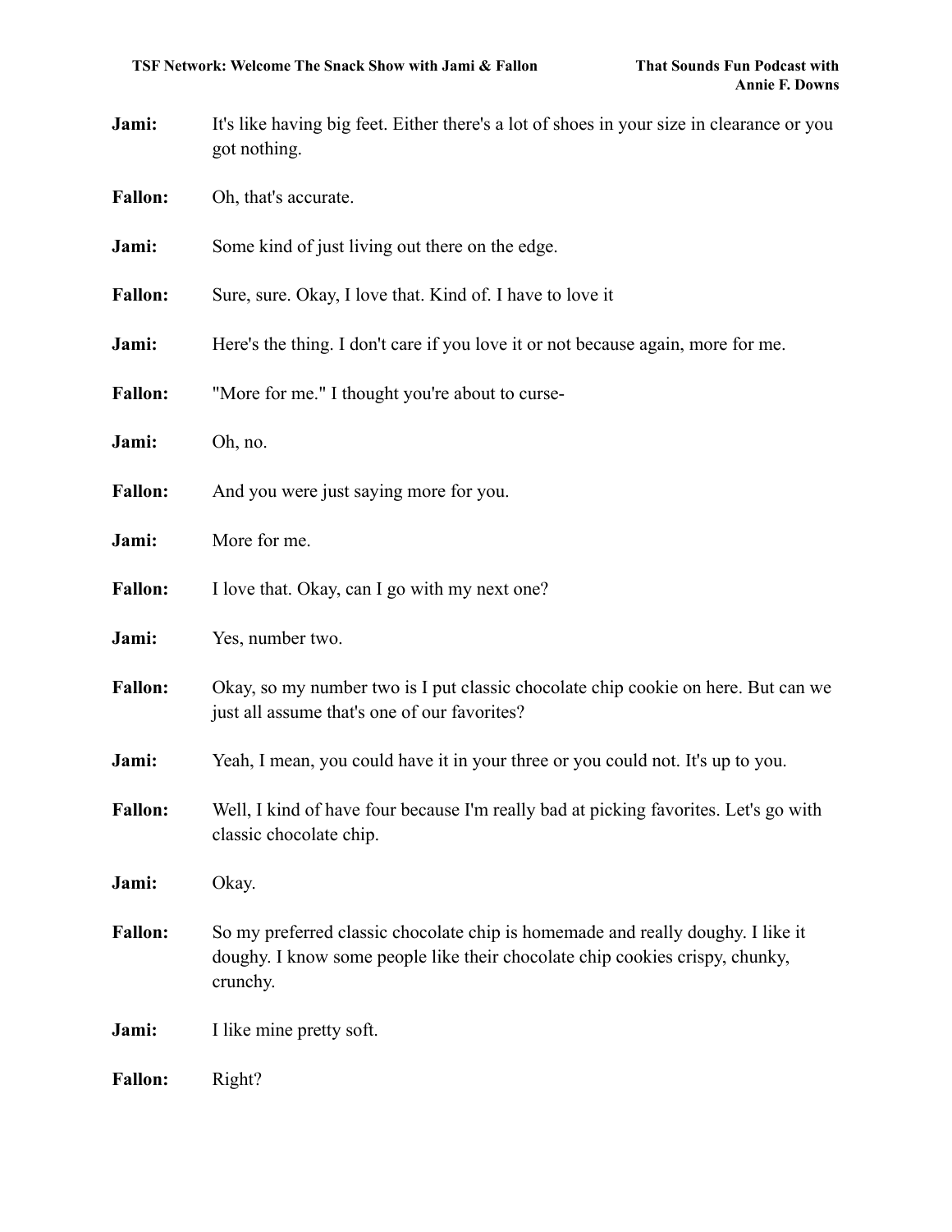**Jami:** It's like having big feet. Either there's a lot of shoes in your size in clearance or you got nothing.

**Fallon:** Oh, that's accurate.

**Jami:** Some kind of just living out there on the edge.

**Fallon:** Sure, sure. Okay, I love that. Kind of. I have to love it

**Jami:** Here's the thing. I don't care if you love it or not because again, more for me.

**Fallon:** "More for me." I thought you're about to curse-

**Jami:** Oh, no.

**Fallon:** And you were just saying more for you.

**Jami:** More for me.

**Fallon:** I love that. Okay, can I go with my next one?

**Jami:** Yes, number two.

**Fallon:** Okay, so my number two is I put classic chocolate chip cookie on here. But can we just all assume that's one of our favorites?

**Jami:** Yeah, I mean, you could have it in your three or you could not. It's up to you.

**Fallon:** Well, I kind of have four because I'm really bad at picking favorites. Let's go with classic chocolate chip.

**Jami:** Okay.

**Fallon:** So my preferred classic chocolate chip is homemade and really doughy. I like it doughy. I know some people like their chocolate chip cookies crispy, chunky, crunchy.

**Jami:** I like mine pretty soft.

**Fallon:** Right?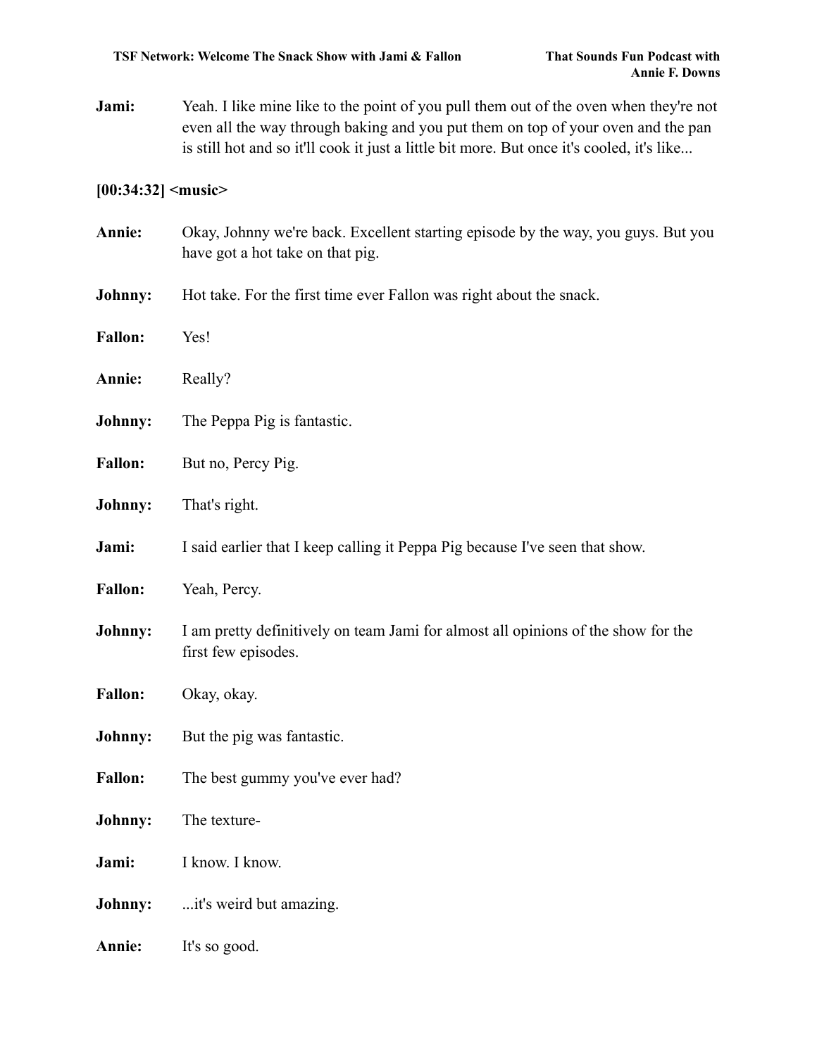**Jami:** Yeah. I like mine like to the point of you pull them out of the oven when they're not even all the way through baking and you put them on top of your oven and the pan is still hot and so it'll cook it just a little bit more. But once it's cooled, it's like...

**[00:34:32] <music>**

**Annie:** Okay, Johnny we're back. Excellent starting episode by the way, you guys. But you have got a hot take on that pig.

**Johnny:** Hot take. For the first time ever Fallon was right about the snack.

**Fallon:** Yes!

**Annie:** Really?

**Johnny:** The Peppa Pig is fantastic.

**Fallon:** But no, Percy Pig.

**Johnny:** That's right.

**Jami:** I said earlier that I keep calling it Peppa Pig because I've seen that show.

**Fallon:** Yeah, Percy.

**Johnny:** I am pretty definitively on team Jami for almost all opinions of the show for the first few episodes.

**Fallon:** Okay, okay.

**Johnny:** But the pig was fantastic.

**Fallon:** The best gummy you've ever had?

**Johnny:** The texture-

**Jami:** I know. I know.

**Johnny:** ...it's weird but amazing.

**Annie:** It's so good.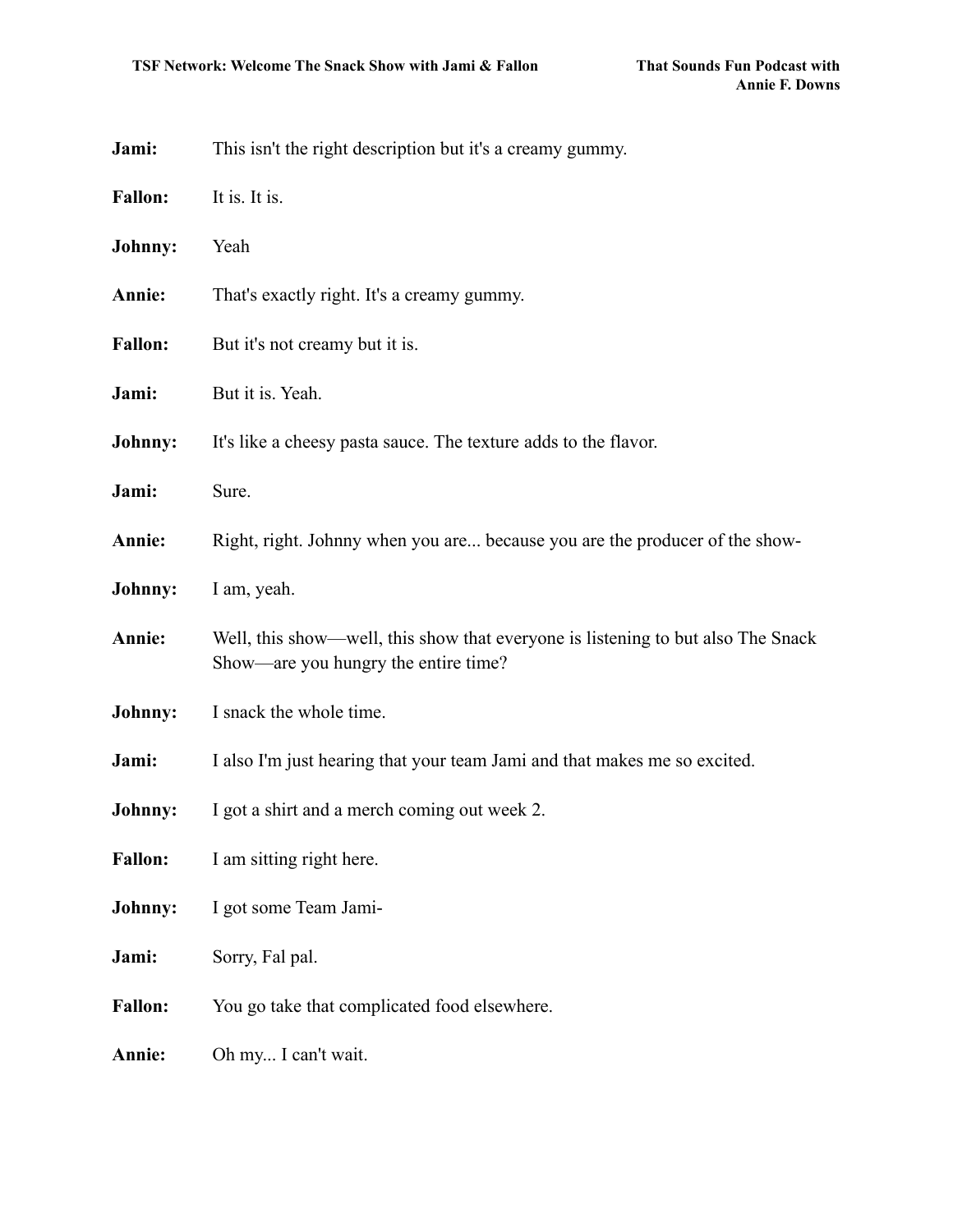**Jami:** This isn't the right description but it's a creamy gummy.

**Fallon:** It is. It is.

**Johnny:** Yeah

**Annie:** That's exactly right. It's a creamy gummy.

**Fallon:** But it's not creamy but it is.

**Jami:** But it is. Yeah.

**Johnny:** It's like a cheesy pasta sauce. The texture adds to the flavor.

**Jami:** Sure.

**Annie:** Right, right. Johnny when you are... because you are the producer of the show-

**Johnny:** I am, yeah.

**Annie:** Well, this show—well, this show that everyone is listening to but also The Snack Show—are you hungry the entire time?

**Johnny:** I snack the whole time.

**Jami:** I also I'm just hearing that your team Jami and that makes me so excited.

**Johnny:** I got a shirt and a merch coming out week 2.

**Fallon:** I am sitting right here.

**Johnny:** I got some Team Jami-

**Jami:** Sorry, Fal pal.

**Fallon:** You go take that complicated food elsewhere.

**Annie:** Oh my... I can't wait.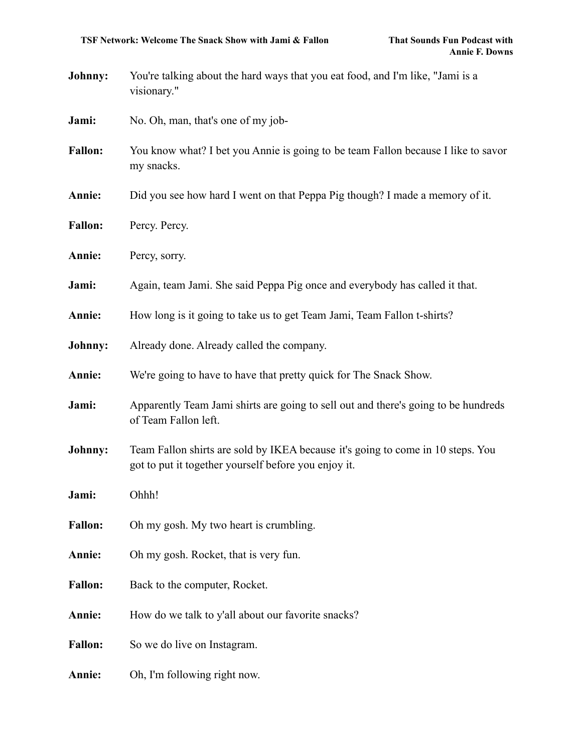**Johnny:** You're talking about the hard ways that you eat food, and I'm like, "Jami is a visionary."

**Jami:** No. Oh, man, that's one of my job-

**Fallon:** You know what? I bet you Annie is going to be team Fallon because I like to savor my snacks.

**Annie:** Did you see how hard I went on that Peppa Pig though? I made a memory of it.

**Fallon:** Percy. Percy.

**Annie:** Percy, sorry.

**Jami:** Again, team Jami. She said Peppa Pig once and everybody has called it that.

**Annie:** How long is it going to take us to get Team Jami, Team Fallon t-shirts?

**Johnny:** Already done. Already called the company.

**Annie:** We're going to have to have that pretty quick for The Snack Show.

**Jami:** Apparently Team Jami shirts are going to sell out and there's going to be hundreds of Team Fallon left.

**Johnny:** Team Fallon shirts are sold by IKEA because it's going to come in 10 steps. You got to put it together yourself before you enjoy it.

**Jami:** Ohhh!

**Fallon:** Oh my gosh. My two heart is crumbling.

**Annie:** Oh my gosh. Rocket, that is very fun.

**Fallon:** Back to the computer, Rocket.

**Annie:** How do we talk to y'all about our favorite snacks?

**Fallon:** So we do live on Instagram.

**Annie:** Oh, I'm following right now.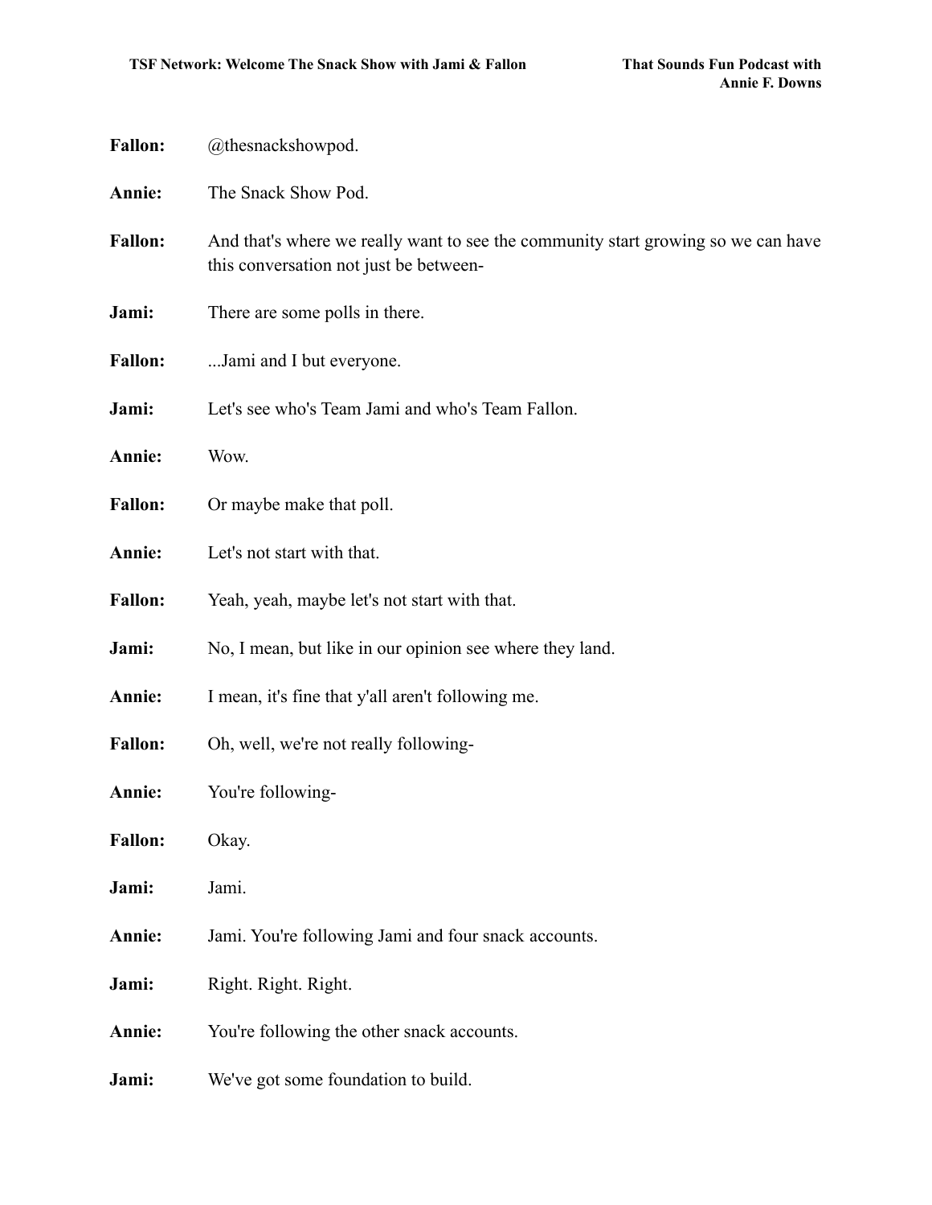**Fallon:** @thesnackshowpod.

**Annie:** The Snack Show Pod.

**Fallon:** And that's where we really want to see the community start growing so we can have this conversation not just be between-

**Jami:** There are some polls in there.

**Fallon:** ...Jami and I but everyone.

**Jami:** Let's see who's Team Jami and who's Team Fallon.

**Annie:** Wow.

**Fallon:** Or maybe make that poll.

**Annie:** Let's not start with that.

**Fallon:** Yeah, yeah, maybe let's not start with that.

**Jami:** No, I mean, but like in our opinion see where they land.

**Annie:** I mean, it's fine that y'all aren't following me.

**Fallon:** Oh, well, we're not really following-

**Annie:** You're following-

**Fallon:** Okay.

**Jami:** Jami.

**Annie:** Jami. You're following Jami and four snack accounts.

**Jami:** Right. Right. Right.

**Annie:** You're following the other snack accounts.

**Jami:** We've got some foundation to build.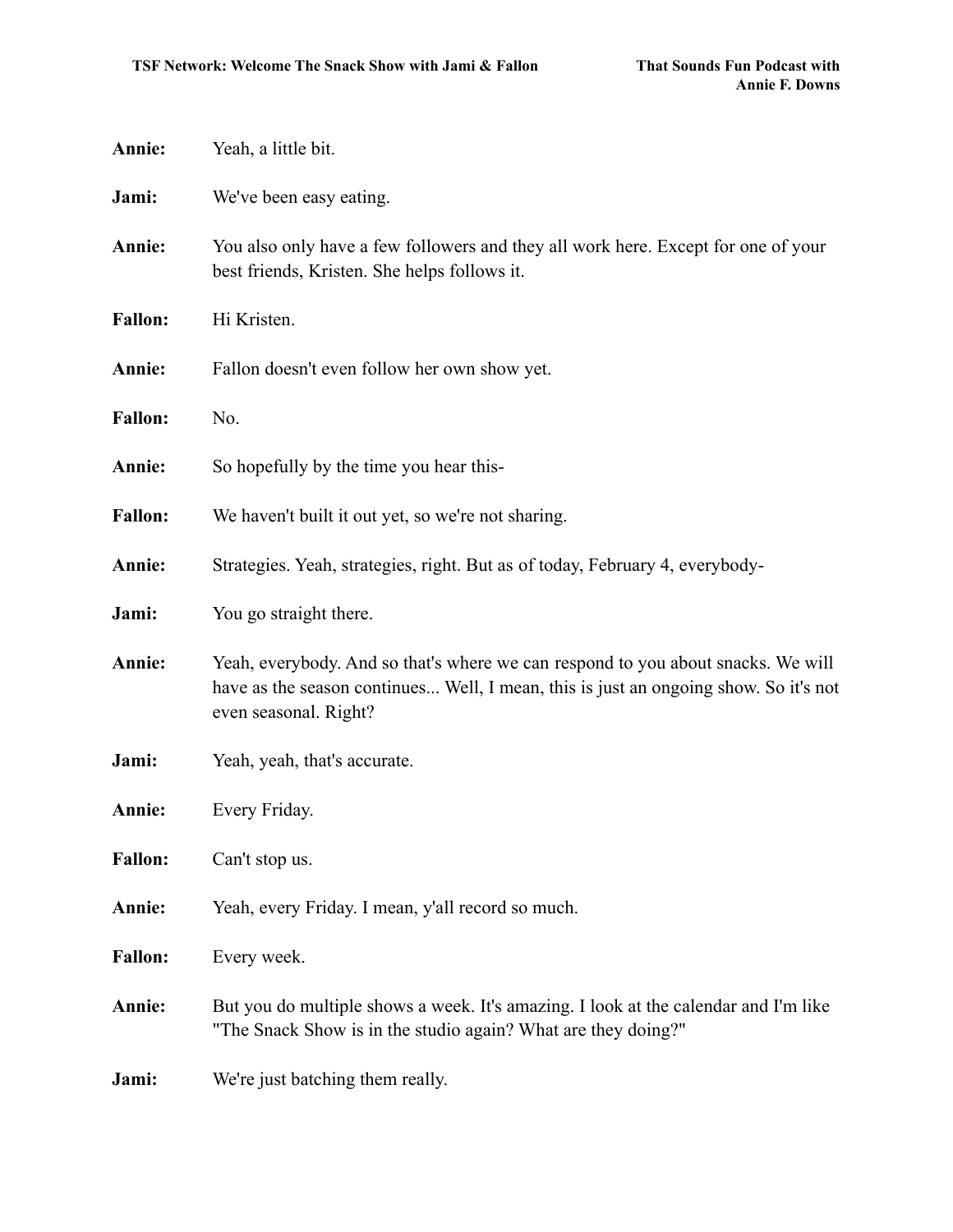**Annie:** Yeah, a little bit.

**Jami:** We've been easy eating.

**Annie:** You also only have a few followers and they all work here. Except for one of your best friends, Kristen. She helps follows it.

**Fallon:** Hi Kristen.

**Annie:** Fallon doesn't even follow her own show yet.

**Fallon:** No.

**Annie:** So hopefully by the time you hear this-

**Fallon:** We haven't built it out yet, so we're not sharing.

**Annie:** Strategies. Yeah, strategies, right. But as of today, February 4, everybody-

**Jami:** You go straight there.

**Annie:** Yeah, everybody. And so that's where we can respond to you about snacks. We will have as the season continues... Well, I mean, this is just an ongoing show. So it's not even seasonal. Right?

**Jami:** Yeah, yeah, that's accurate.

**Annie:** Every Friday.

**Fallon:** Can't stop us.

**Annie:** Yeah, every Friday. I mean, y'all record so much.

**Fallon:** Every week.

**Annie:** But you do multiple shows a week. It's amazing. I look at the calendar and I'm like "The Snack Show is in the studio again? What are they doing?"

**Jami:** We're just batching them really.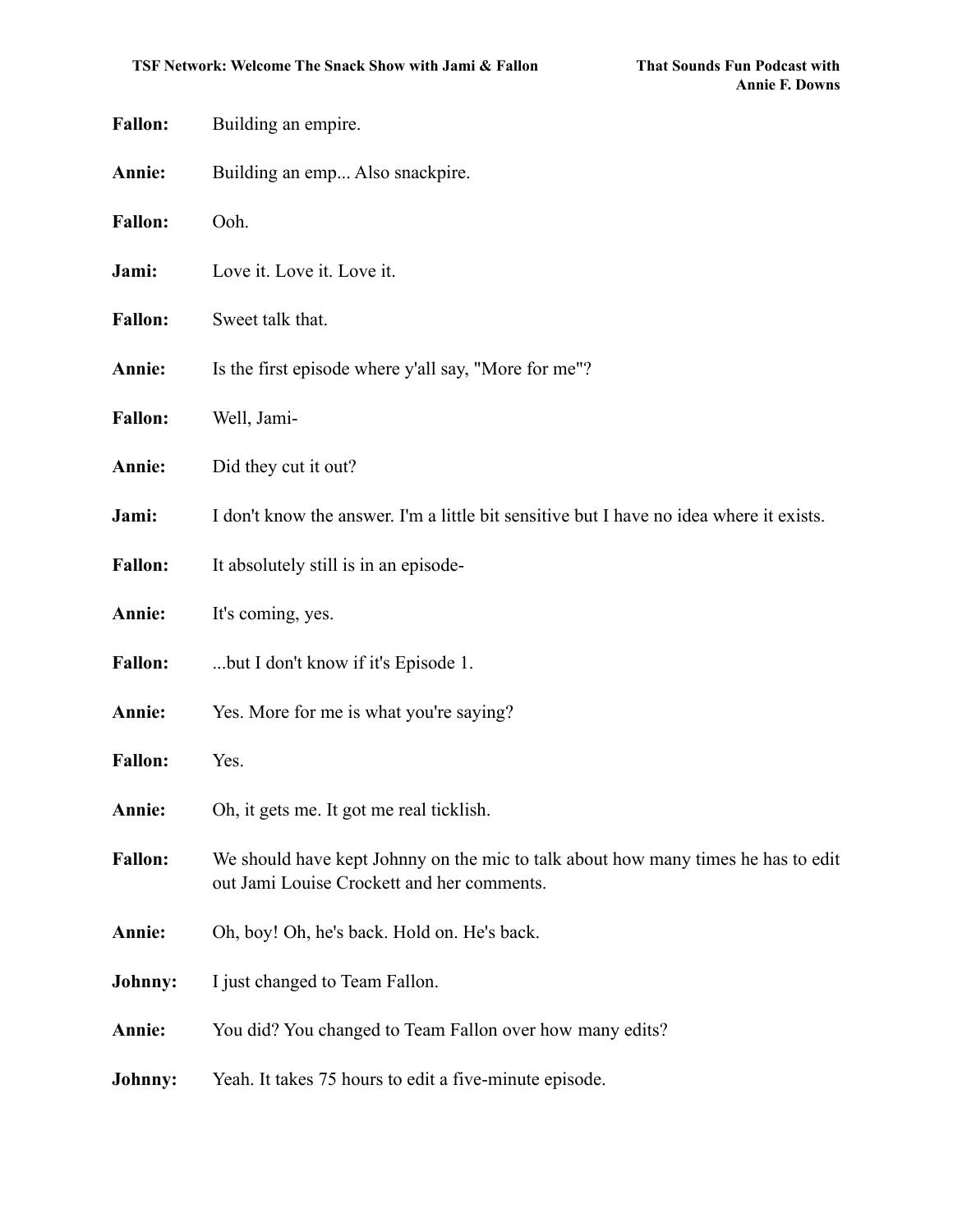**Fallon:** Building an empire.

**Annie:** Building an emp... Also snackpire.

**Fallon:** Ooh.

**Jami:** Love it. Love it. Love it.

**Fallon:** Sweet talk that.

**Annie:** Is the first episode where y'all say, "More for me"?

**Fallon:** Well, Jami-

**Annie:** Did they cut it out?

**Jami:** I don't know the answer. I'm a little bit sensitive but I have no idea where it exists.

**Fallon:** It absolutely still is in an episode-

**Annie:** It's coming, yes.

**Fallon:** ...but I don't know if it's Episode 1.

**Annie:** Yes. More for me is what you're saying?

**Fallon:** Yes.

**Annie:** Oh, it gets me. It got me real ticklish.

**Fallon:** We should have kept Johnny on the mic to talk about how many times he has to edit out Jami Louise Crockett and her comments.

**Annie:** Oh, boy! Oh, he's back. Hold on. He's back.

**Johnny:** I just changed to Team Fallon.

**Annie:** You did? You changed to Team Fallon over how many edits?

**Johnny:** Yeah. It takes 75 hours to edit a five-minute episode.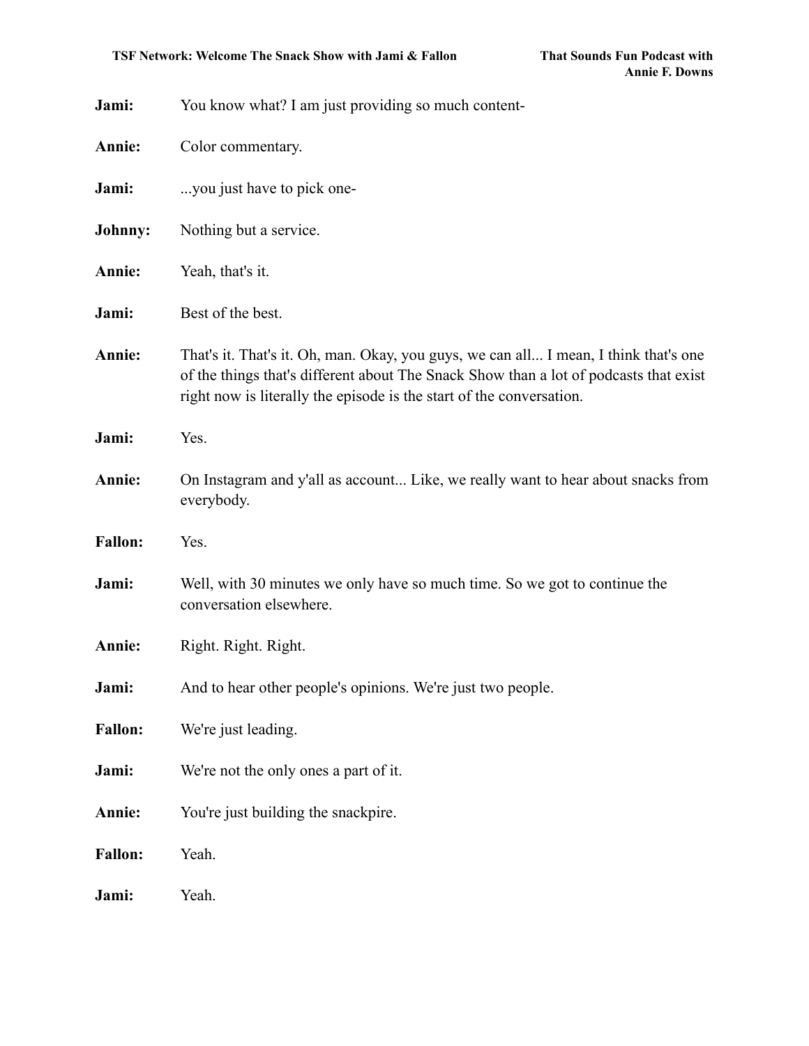**Jami:** You know what? I am just providing so much content-

**Annie:** Color commentary.

**Jami:** ...you just have to pick one-

**Johnny:** Nothing but a service.

**Annie:** Yeah, that's it.

**Jami:** Best of the best.

**Annie:** That's it. That's it. Oh, man. Okay, you guys, we can all... I mean, I think that's one of the things that's different about The Snack Show than a lot of podcasts that exist right now is literally the episode is the start of the conversation.

**Jami:** Yes.

**Annie:** On Instagram and y'all as account... Like, we really want to hear about snacks from everybody.

**Fallon:** Yes.

**Jami:** Well, with 30 minutes we only have so much time. So we got to continue the conversation elsewhere.

**Annie:** Right. Right. Right.

**Jami:** And to hear other people's opinions. We're just two people.

**Fallon:** We're just leading.

**Jami:** We're not the only ones a part of it.

**Annie:** You're just building the snackpire.

**Fallon:** Yeah.

**Jami:** Yeah.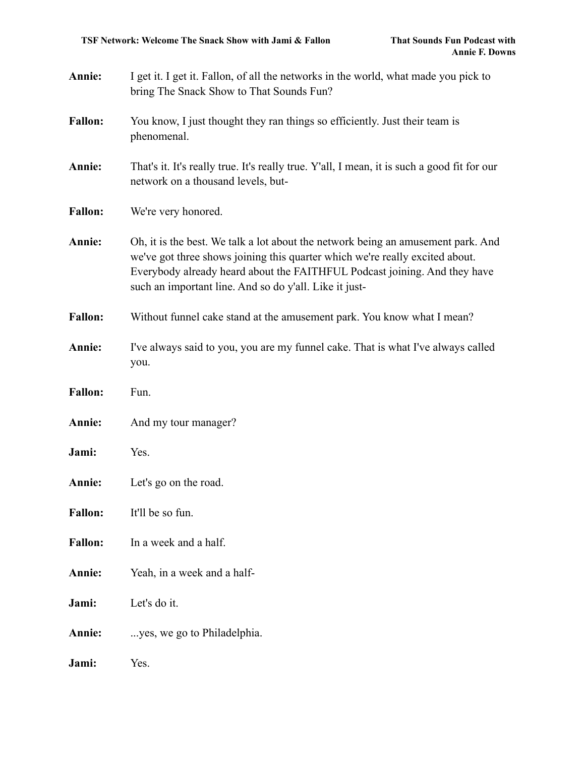**Annie:** I get it. I get it. Fallon, of all the networks in the world, what made you pick to bring The Snack Show to That Sounds Fun?

**Fallon:** You know, I just thought they ran things so efficiently. Just their team is phenomenal.

**Annie:** That's it. It's really true. It's really true. Y'all, I mean, it is such a good fit for our network on a thousand levels, but-

**Fallon:** We're very honored.

**Annie:** Oh, it is the best. We talk a lot about the network being an amusement park. And we've got three shows joining this quarter which we're really excited about. Everybody already heard about the FAITHFUL Podcast joining. And they have such an important line. And so do y'all. Like it just-

**Fallon:** Without funnel cake stand at the amusement park. You know what I mean?

**Annie:** I've always said to you, you are my funnel cake. That is what I've always called you.

**Fallon:** Fun.

**Annie:** And my tour manager?

**Jami:** Yes.

**Annie:** Let's go on the road.

**Fallon:** It'll be so fun.

**Fallon:** In a week and a half.

**Annie:** Yeah, in a week and a half-

**Jami:** Let's do it.

**Annie:** ...yes, we go to Philadelphia.

**Jami:** Yes.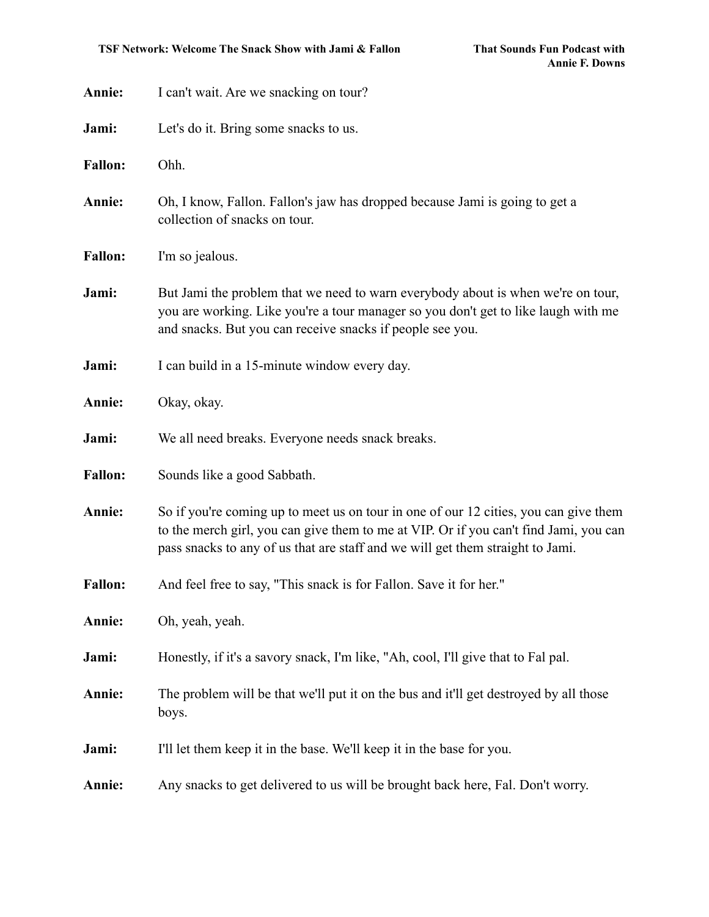**Annie:** I can't wait. Are we snacking on tour?

**Jami:** Let's do it. Bring some snacks to us.

**Fallon:** Ohh.

**Annie:** Oh, I know, Fallon. Fallon's jaw has dropped because Jami is going to get a collection of snacks on tour.

**Fallon:** I'm so jealous.

**Jami:** But Jami the problem that we need to warn everybody about is when we're on tour, you are working. Like you're a tour manager so you don't get to like laugh with me and snacks. But you can receive snacks if people see you.

**Jami:** I can build in a 15-minute window every day.

**Annie:** Okay, okay.

**Jami:** We all need breaks. Everyone needs snack breaks.

**Fallon:** Sounds like a good Sabbath.

**Annie:** So if you're coming up to meet us on tour in one of our 12 cities, you can give them to the merch girl, you can give them to me at VIP. Or if you can't find Jami, you can pass snacks to any of us that are staff and we will get them straight to Jami.

**Fallon:** And feel free to say, "This snack is for Fallon. Save it for her."

**Annie:** Oh, yeah, yeah.

**Jami:** Honestly, if it's a savory snack, I'm like, "Ah, cool, I'll give that to Fal pal.

**Annie:** The problem will be that we'll put it on the bus and it'll get destroyed by all those boys.

**Jami:** I'll let them keep it in the base. We'll keep it in the base for you.

**Annie:** Any snacks to get delivered to us will be brought back here, Fal. Don't worry.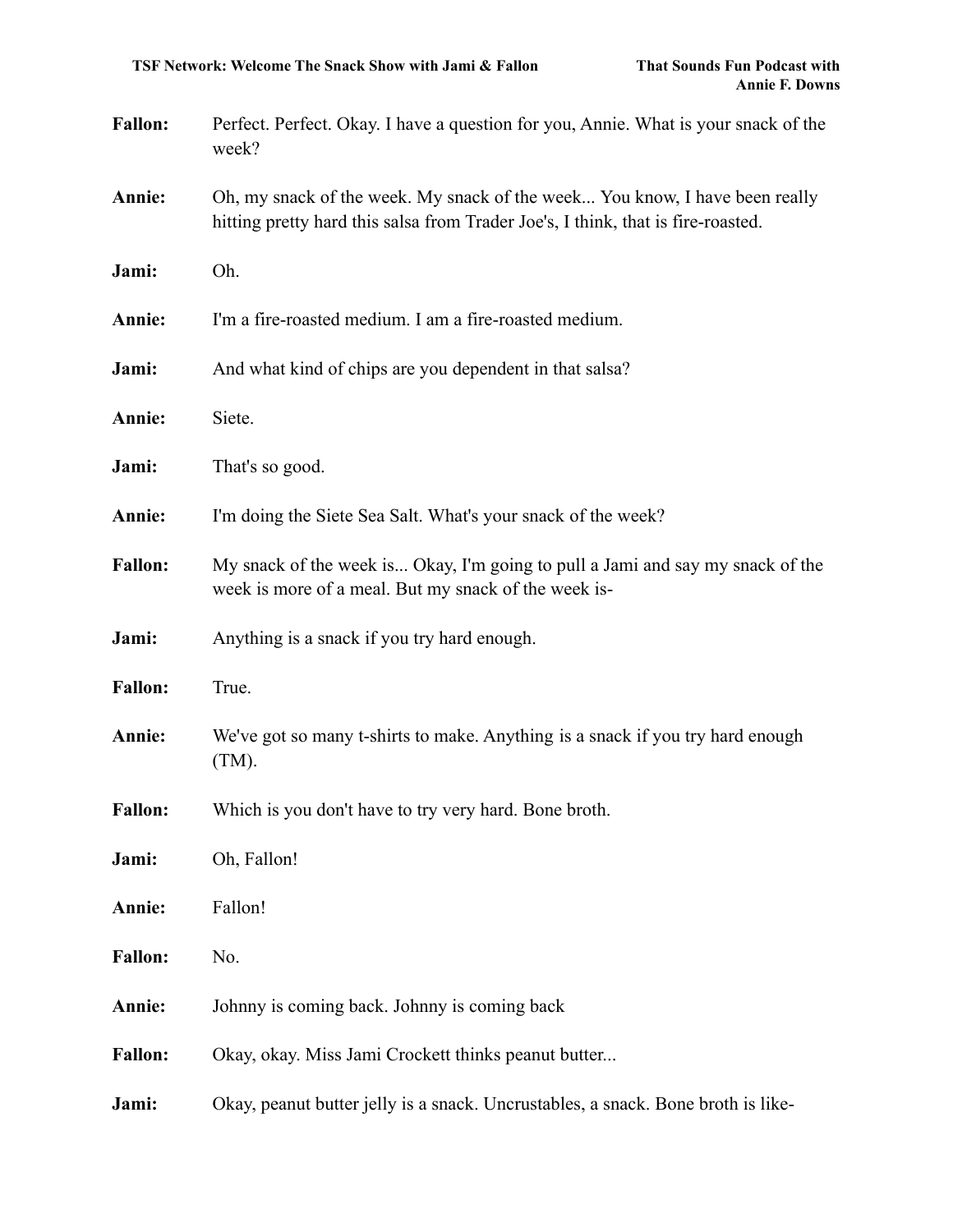**Fallon:** Perfect. Perfect. Okay. I have a question for you, Annie. What is your snack of the week?

**Annie:** Oh, my snack of the week. My snack of the week... You know, I have been really hitting pretty hard this salsa from Trader Joe's, I think, that is fire-roasted.

**Jami:** Oh.

**Annie:** I'm a fire-roasted medium. I am a fire-roasted medium.

**Jami:** And what kind of chips are you dependent in that salsa?

**Annie:** Siete.

**Jami:** That's so good.

**Annie:** I'm doing the Siete Sea Salt. What's your snack of the week?

**Fallon:** My snack of the week is... Okay, I'm going to pull a Jami and say my snack of the week is more of a meal. But my snack of the week is-

**Jami:** Anything is a snack if you try hard enough.

**Fallon:** True.

**Annie:** We've got so many t-shirts to make. Anything is a snack if you try hard enough (TM).

**Fallon:** Which is you don't have to try very hard. Bone broth.

**Jami:** Oh, Fallon!

**Annie:** Fallon!

**Fallon:** No.

**Annie:** Johnny is coming back. Johnny is coming back

**Fallon:** Okay, okay. Miss Jami Crockett thinks peanut butter...

**Jami:** Okay, peanut butter jelly is a snack. Uncrustables, a snack. Bone broth is like-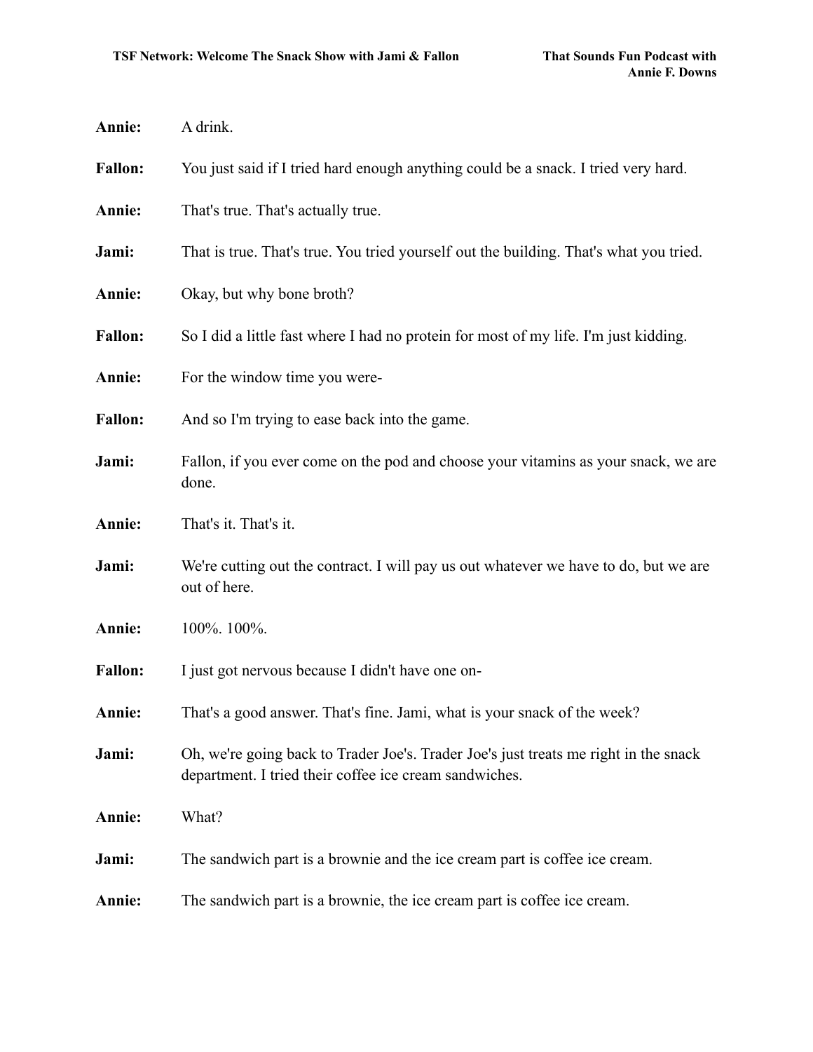**Annie:** A drink.

**Fallon:** You just said if I tried hard enough anything could be a snack. I tried very hard.

**Annie:** That's true. That's actually true.

**Jami:** That is true. That's true. You tried yourself out the building. That's what you tried.

**Annie:** Okay, but why bone broth?

**Fallon:** So I did a little fast where I had no protein for most of my life. I'm just kidding.

**Annie:** For the window time you were-

**Fallon:** And so I'm trying to ease back into the game.

**Jami:** Fallon, if you ever come on the pod and choose your vitamins as your snack, we are done.

**Annie:** That's it. That's it.

**Jami:** We're cutting out the contract. I will pay us out whatever we have to do, but we are out of here.

**Annie:** 100%. 100%.

**Fallon:** I just got nervous because I didn't have one on-

**Annie:** That's a good answer. That's fine. Jami, what is your snack of the week?

**Jami:** Oh, we're going back to Trader Joe's. Trader Joe's just treats me right in the snack department. I tried their coffee ice cream sandwiches.

**Annie:** What?

**Jami:** The sandwich part is a brownie and the ice cream part is coffee ice cream.

**Annie:** The sandwich part is a brownie, the ice cream part is coffee ice cream.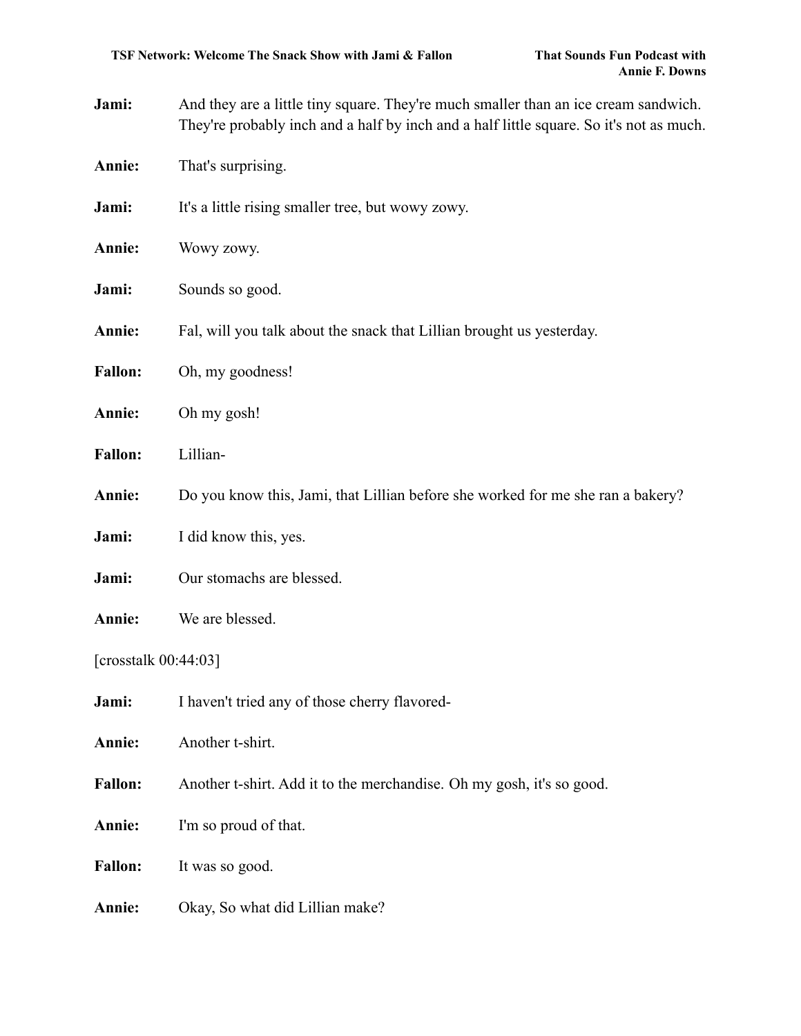**Jami:** And they are a little tiny square. They're much smaller than an ice cream sandwich. They're probably inch and a half by inch and a half little square. So it's not as much.

**Annie:** That's surprising.

**Jami:** It's a little rising smaller tree, but wowy zowy.

**Annie:** Wowy zowy.

**Jami:** Sounds so good.

**Annie:** Fal, will you talk about the snack that Lillian brought us yesterday.

**Fallon:** Oh, my goodness!

**Annie:** Oh my gosh!

**Fallon:** Lillian-

**Annie:** Do you know this, Jami, that Lillian before she worked for me she ran a bakery?

**Jami:** I did know this, yes.

**Jami:** Our stomachs are blessed.

**Annie:** We are blessed.

[crosstalk 00:44:03]

**Jami:** I haven't tried any of those cherry flavored-

**Annie:** Another t-shirt.

**Fallon:** Another t-shirt. Add it to the merchandise. Oh my gosh, it's so good.

**Annie:** I'm so proud of that.

**Fallon:** It was so good.

**Annie:** Okay, So what did Lillian make?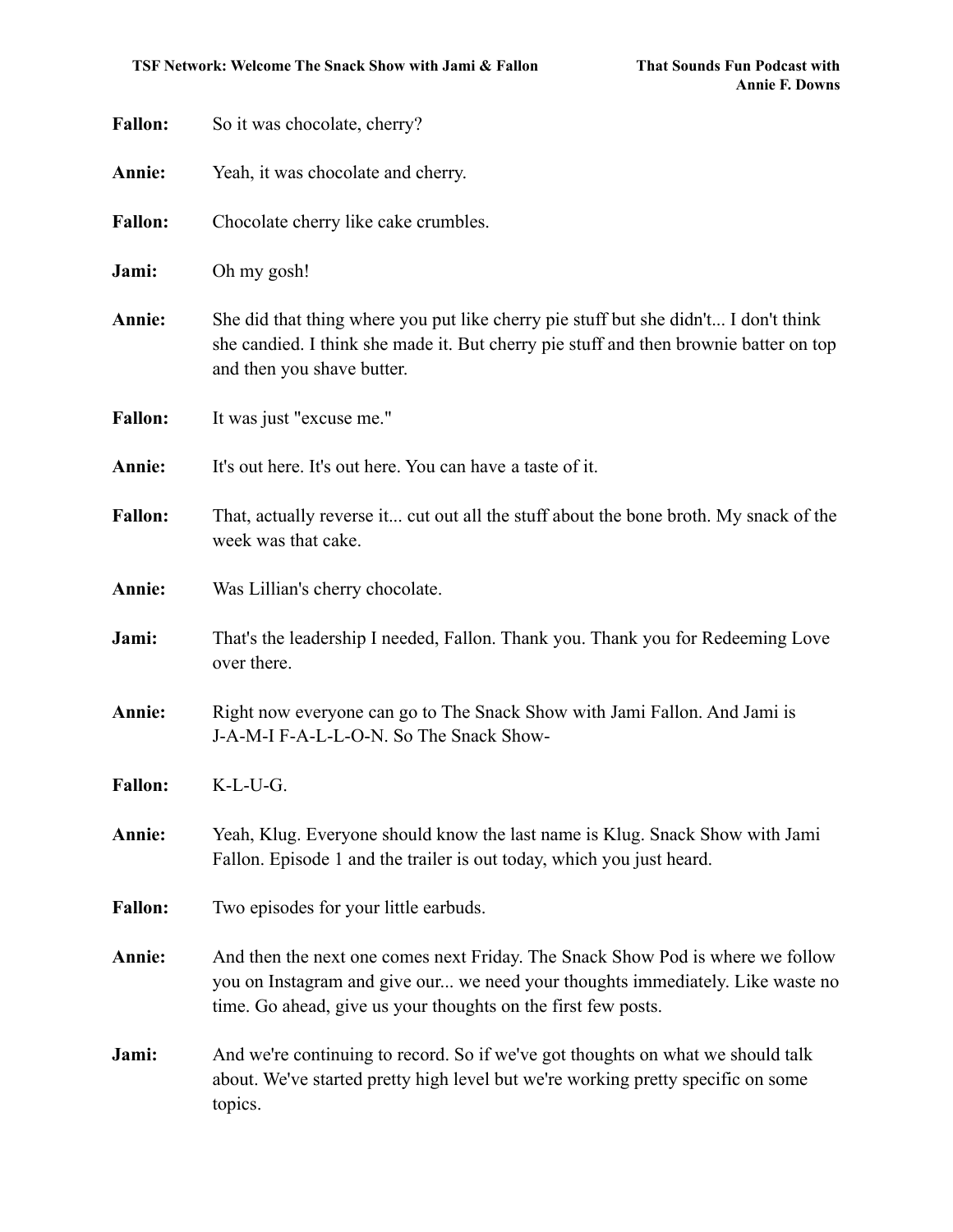**Fallon:** So it was chocolate, cherry?

**Annie:** Yeah, it was chocolate and cherry.

**Fallon:** Chocolate cherry like cake crumbles.

**Jami:** Oh my gosh!

**Annie:** She did that thing where you put like cherry pie stuff but she didn't... I don't think she candied. I think she made it. But cherry pie stuff and then brownie batter on top and then you shave butter.

**Fallon:** It was just "excuse me."

**Annie:** It's out here. It's out here. You can have a taste of it.

**Fallon:** That, actually reverse it... cut out all the stuff about the bone broth. My snack of the week was that cake.

**Annie:** Was Lillian's cherry chocolate.

**Jami:** That's the leadership I needed, Fallon. Thank you. Thank you for Redeeming Love over there.

**Annie:** Right now everyone can go to The Snack Show with Jami Fallon. And Jami is J-A-M-I F-A-L-L-O-N. So The Snack Show-

**Fallon:** K-L-U-G.

**Annie:** Yeah, Klug. Everyone should know the last name is Klug. Snack Show with Jami Fallon. Episode 1 and the trailer is out today, which you just heard.

**Fallon:** Two episodes for your little earbuds.

**Annie:** And then the next one comes next Friday. The Snack Show Pod is where we follow you on Instagram and give our... we need your thoughts immediately. Like waste no time. Go ahead, give us your thoughts on the first few posts.

**Jami:** And we're continuing to record. So if we've got thoughts on what we should talk about. We've started pretty high level but we're working pretty specific on some topics.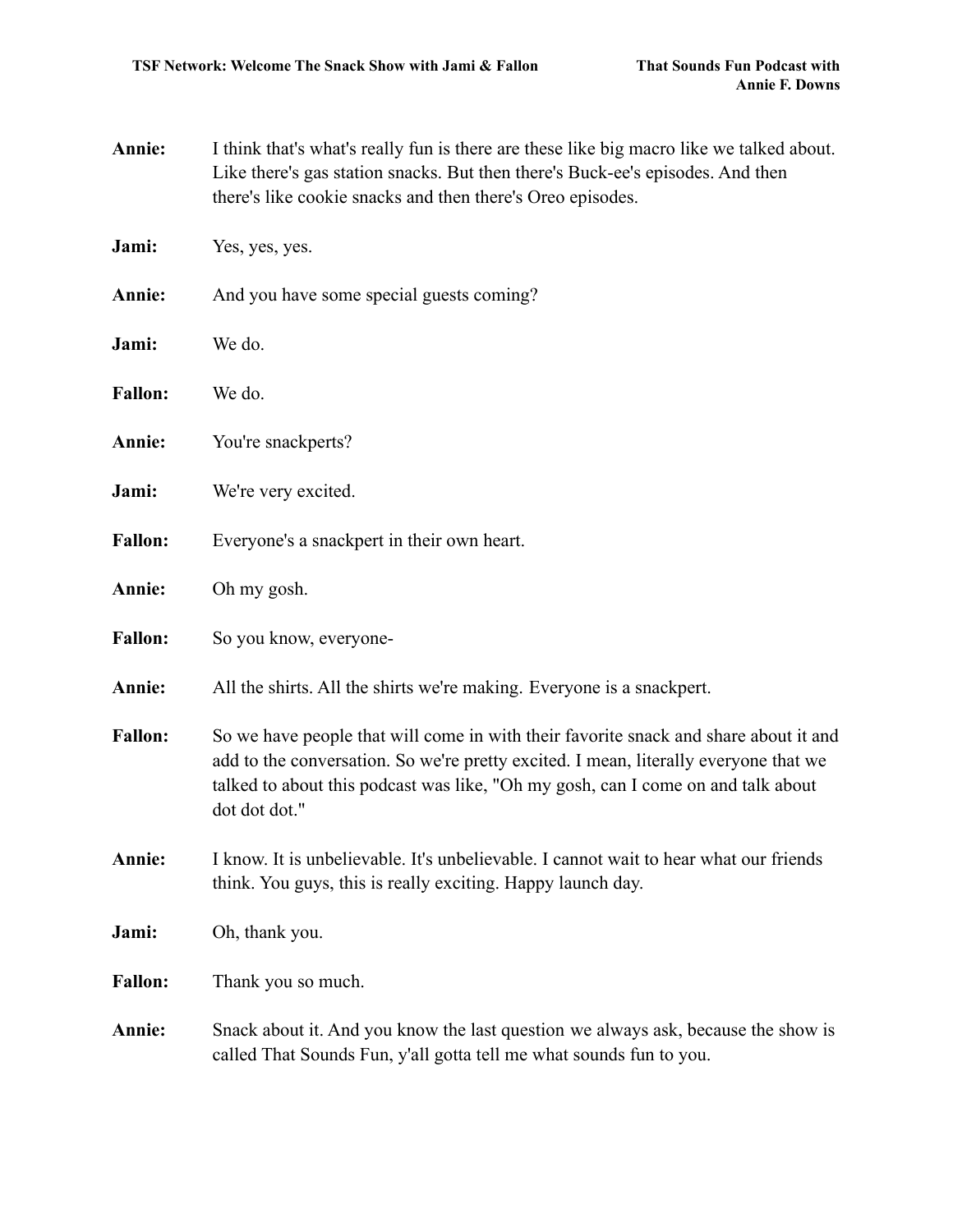**Annie:** I think that's what's really fun is there are these like big macro like we talked about. Like there's gas station snacks. But then there's Buck-ee's episodes. And then there's like cookie snacks and then there's Oreo episodes.

**Jami:** Yes, yes, yes.

**Annie:** And you have some special guests coming?

**Jami:** We do.

**Fallon:** We do.

**Annie:** You're snackperts?

**Jami:** We're very excited.

**Fallon:** Everyone's a snackpert in their own heart.

**Annie:** Oh my gosh.

**Fallon:** So you know, everyone-

**Annie:** All the shirts. All the shirts we're making. Everyone is a snackpert.

**Fallon:** So we have people that will come in with their favorite snack and share about it and add to the conversation. So we're pretty excited. I mean, literally everyone that we talked to about this podcast was like, "Oh my gosh, can I come on and talk about dot dot dot."

**Annie:** I know. It is unbelievable. It's unbelievable. I cannot wait to hear what our friends think. You guys, this is really exciting. Happy launch day.

**Jami:** Oh, thank you.

**Fallon:** Thank you so much.

**Annie:** Snack about it. And you know the last question we always ask, because the show is called That Sounds Fun, y'all gotta tell me what sounds fun to you.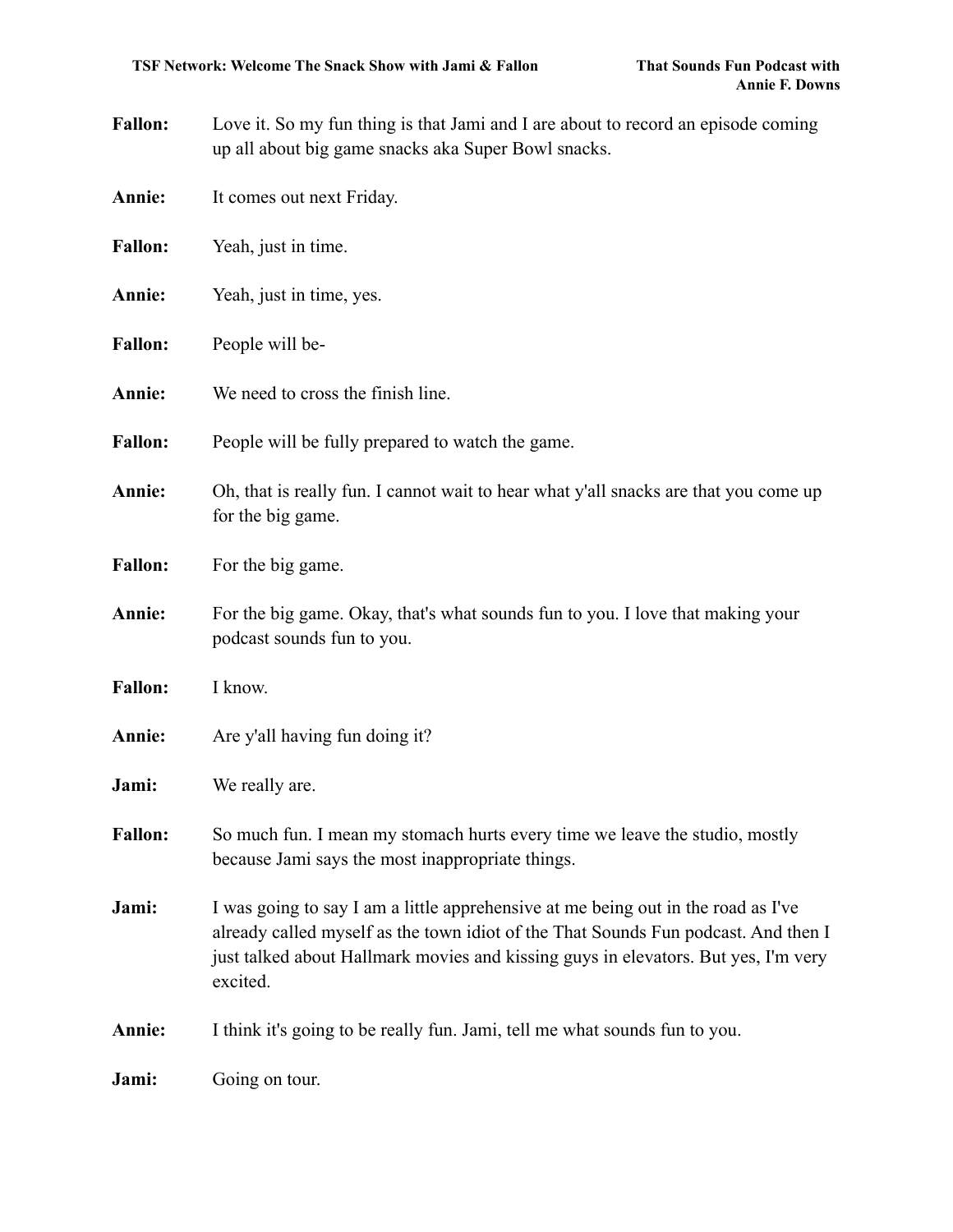**Fallon:** Love it. So my fun thing is that Jami and I are about to record an episode coming up all about big game snacks aka Super Bowl snacks.

**Annie:** It comes out next Friday.

**Fallon:** Yeah, just in time.

**Annie:** Yeah, just in time, yes.

**Fallon:** People will be-

**Annie:** We need to cross the finish line.

**Fallon:** People will be fully prepared to watch the game.

**Annie:** Oh, that is really fun. I cannot wait to hear what y'all snacks are that you come up for the big game.

**Fallon:** For the big game.

**Annie:** For the big game. Okay, that's what sounds fun to you. I love that making your podcast sounds fun to you.

**Fallon:** I know.

**Annie:** Are y'all having fun doing it?

**Jami:** We really are.

**Fallon:** So much fun. I mean my stomach hurts every time we leave the studio, mostly because Jami says the most inappropriate things.

**Jami:** I was going to say I am a little apprehensive at me being out in the road as I've already called myself as the town idiot of the That Sounds Fun podcast. And then I just talked about Hallmark movies and kissing guys in elevators. But yes, I'm very excited.

**Annie:** I think it's going to be really fun. Jami, tell me what sounds fun to you.

**Jami:** Going on tour.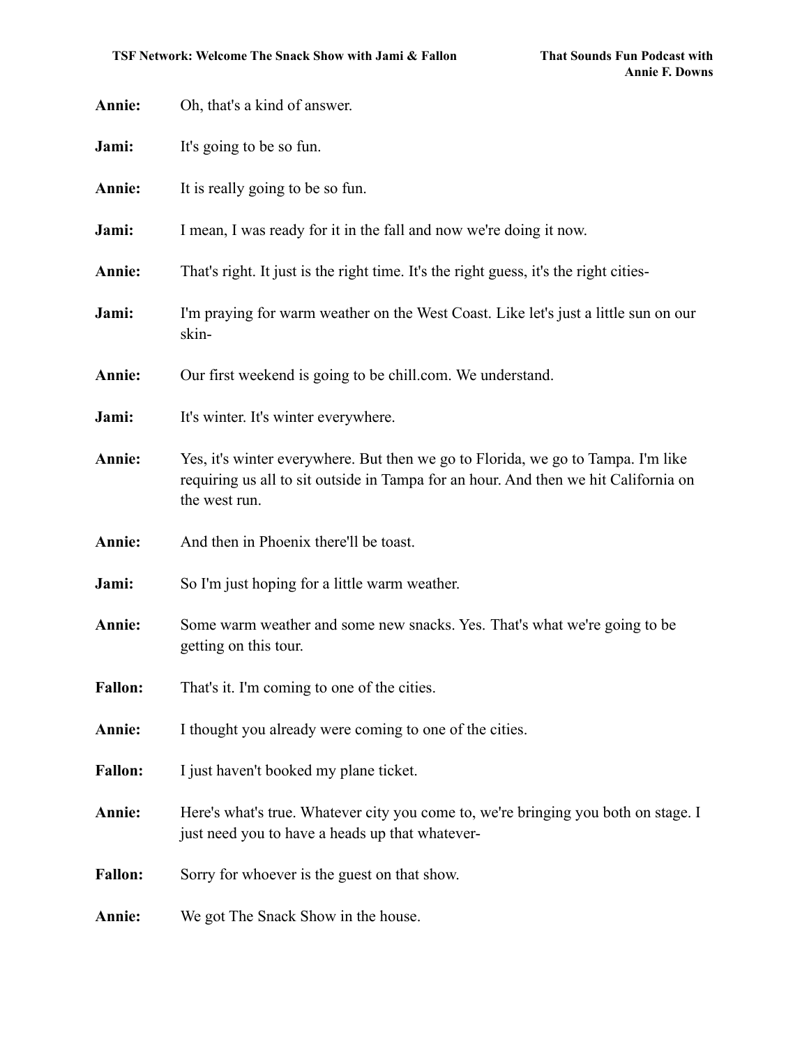**Annie:** Oh, that's a kind of answer.

**Jami:** It's going to be so fun.

**Annie:** It is really going to be so fun.

**Jami:** I mean, I was ready for it in the fall and now we're doing it now.

**Annie:** That's right. It just is the right time. It's the right guess, it's the right cities-

**Jami:** I'm praying for warm weather on the West Coast. Like let's just a little sun on our skin-

**Annie:** Our first weekend is going to be chill.com. We understand.

**Jami:** It's winter. It's winter everywhere.

**Annie:** Yes, it's winter everywhere. But then we go to Florida, we go to Tampa. I'm like requiring us all to sit outside in Tampa for an hour. And then we hit California on the west run.

**Annie:** And then in Phoenix there'll be toast.

**Jami:** So I'm just hoping for a little warm weather.

**Annie:** Some warm weather and some new snacks. Yes. That's what we're going to be getting on this tour.

**Fallon:** That's it. I'm coming to one of the cities.

**Annie:** I thought you already were coming to one of the cities.

**Fallon:** I just haven't booked my plane ticket.

**Annie:** Here's what's true. Whatever city you come to, we're bringing you both on stage. I just need you to have a heads up that whatever-

**Fallon:** Sorry for whoever is the guest on that show.

**Annie:** We got The Snack Show in the house.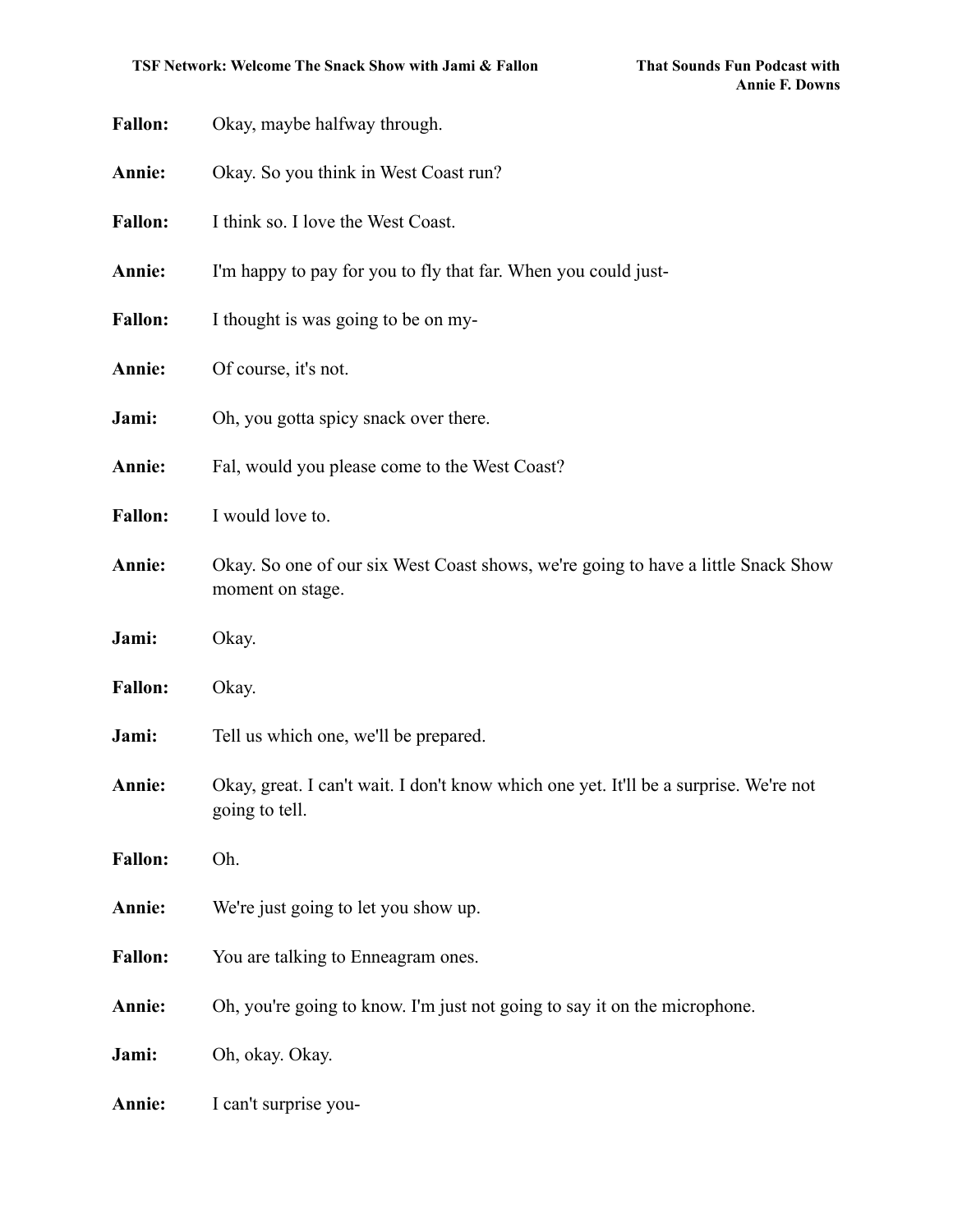**Fallon:** Okay, maybe halfway through.

**Annie:** Okay. So you think in West Coast run?

**Fallon:** I think so. I love the West Coast.

**Annie:** I'm happy to pay for you to fly that far. When you could just-

**Fallon:** I thought is was going to be on my-

**Annie:** Of course, it's not.

**Jami:** Oh, you gotta spicy snack over there.

**Annie:** Fal, would you please come to the West Coast?

**Fallon:** I would love to.

**Annie:** Okay. So one of our six West Coast shows, we're going to have a little Snack Show moment on stage.

**Jami:** Okay.

**Fallon:** Okay.

**Jami:** Tell us which one, we'll be prepared.

**Annie:** Okay, great. I can't wait. I don't know which one yet. It'll be a surprise. We're not going to tell.

**Fallon:** Oh.

**Annie:** We're just going to let you show up.

**Fallon:** You are talking to Enneagram ones.

**Annie:** Oh, you're going to know. I'm just not going to say it on the microphone.

**Jami:** Oh, okay. Okay.

**Annie:** I can't surprise you-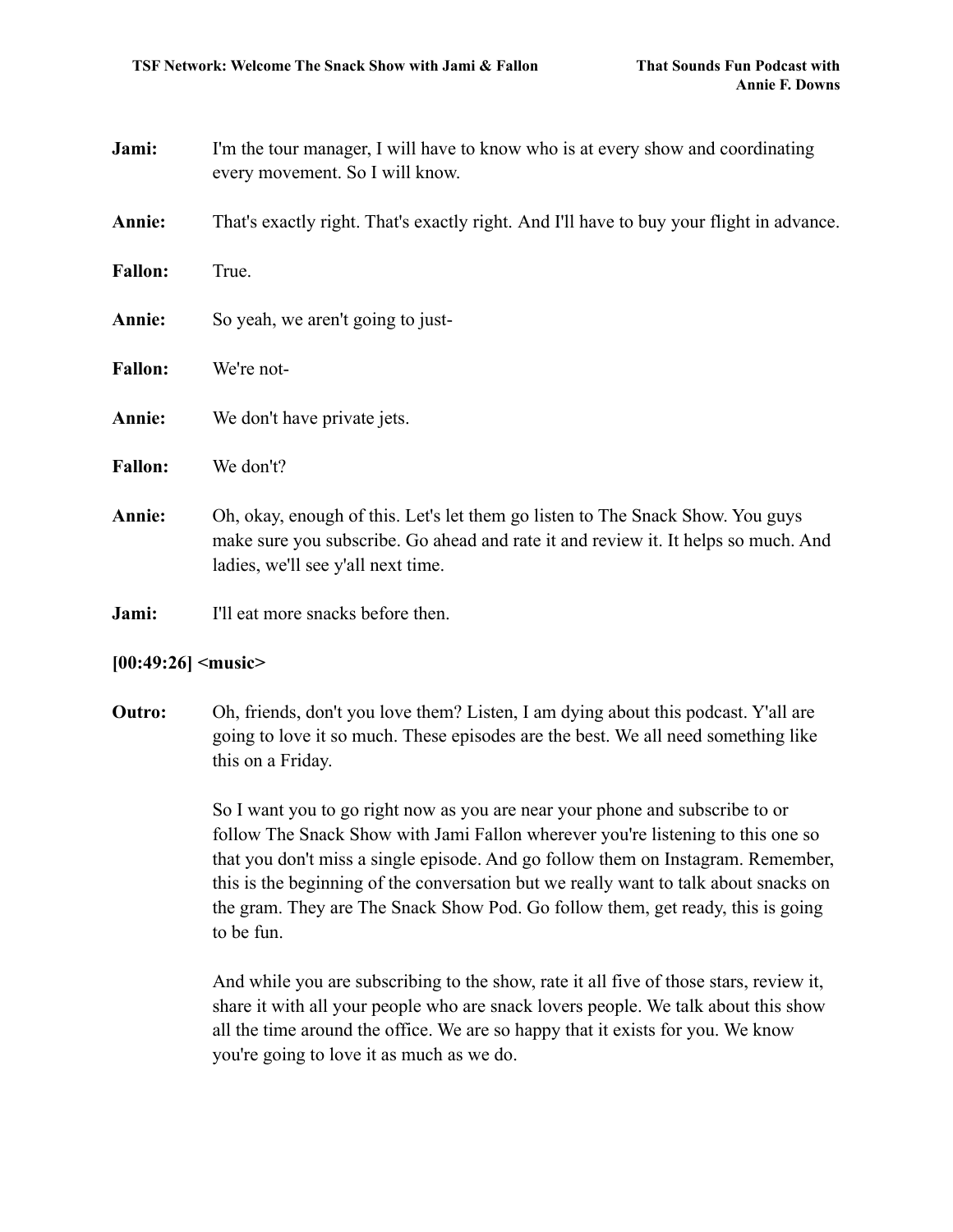**Jami:** I'm the tour manager, I will have to know who is at every show and coordinating every movement. So I will know.

**Annie:** That's exactly right. That's exactly right. And I'll have to buy your flight in advance.

**Fallon:** True.

**Annie:** So yeah, we aren't going to just-

**Fallon:** We're not-

**Annie:** We don't have private jets.

**Fallon:** We don't?

**Annie:** Oh, okay, enough of this. Let's let them go listen to The Snack Show. You guys make sure you subscribe. Go ahead and rate it and review it. It helps so much. And ladies, we'll see y'all next time.

**Jami:** I'll eat more snacks before then.

**[00:49:26] <music>**

**Outro:** Oh, friends, don't you love them? Listen, I am dying about this podcast. Y'all are going to love it so much. These episodes are the best. We all need something like this on a Friday.

So I want you to go right now as you are near your phone and subscribe to or follow The Snack Show with Jami Fallon wherever you're listening to this one so that you don't miss a single episode. And go follow them on Instagram. Remember, this is the beginning of the conversation but we really want to talk about snacks on the gram. They are The Snack Show Pod. Go follow them, get ready, this is going to be fun.

And while you are subscribing to the show, rate it all five of those stars, review it, share it with all your people who are snack lovers people. We talk about this show all the time around the office. We are so happy that it exists for you. We know you're going to love it as much as we do.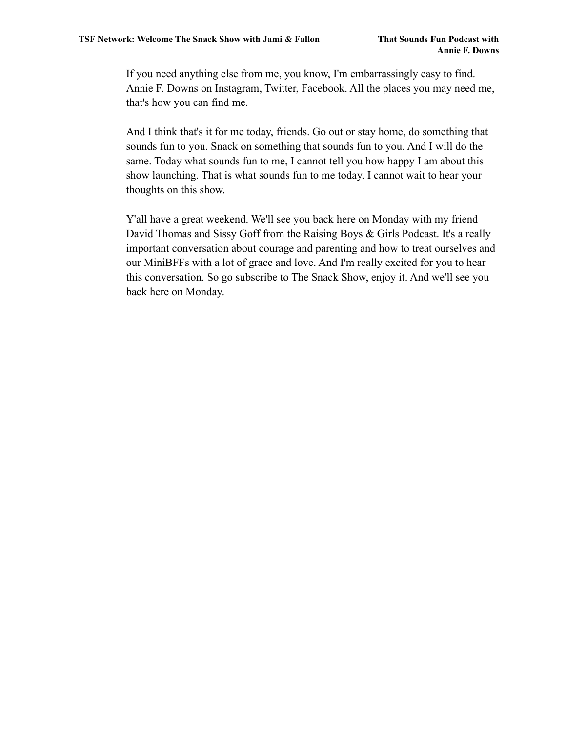If you need anything else from me, you know, I'm embarrassingly easy to find. Annie F. Downs on Instagram, Twitter, Facebook. All the places you may need me, that's how you can find me.

And I think that's it for me today, friends. Go out or stay home, do something that sounds fun to you. Snack on something that sounds fun to you. And I will do the same. Today what sounds fun to me, I cannot tell you how happy I am about this show launching. That is what sounds fun to me today. I cannot wait to hear your thoughts on this show.

Y'all have a great weekend. We'll see you back here on Monday with my friend David Thomas and Sissy Goff from the Raising Boys & Girls Podcast. It's a really important conversation about courage and parenting and how to treat ourselves and our MiniBFFs with a lot of grace and love. And I'm really excited for you to hear this conversation. So go subscribe to The Snack Show, enjoy it. And we'll see you back here on Monday.